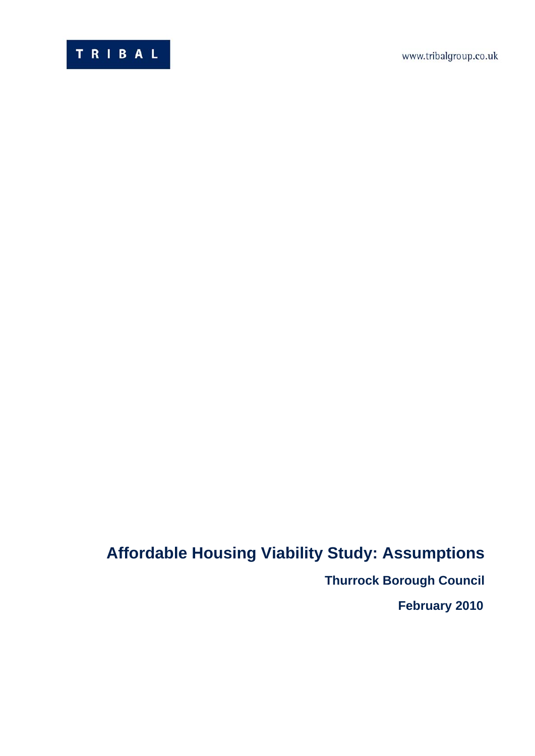TRIBAL

www.tribalgroup.co.uk

# Affordable Housing Viability Study: Assumptions

**Thurrock Borough Council**

**February 2010**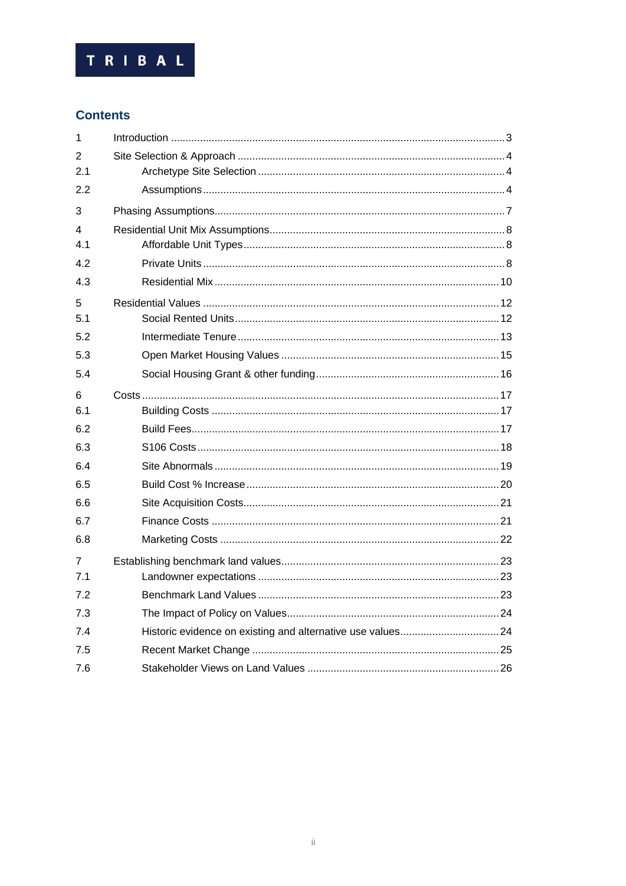TRIBAL

## Contents

| | | |
|---|---|---|
| 1 | Introduction | 3 |
| 2 | Site Selection & Approach | 4 |
| 2.1 | Archetype Site Selection | 4 |
| 2.2 | Assumptions | 4 |
| 3 | Phasing Assumptions | 7 |
| 4 | Residential Unit Mix Assumptions | 8 |
| 4.1 | Affordable Unit Types | 8 |
| 4.2 | Private Units | 8 |
| 4.3 | Residential Mix | 10 |
| 5 | Residential Values | 12 |
| 5.1 | Social Rented Units | 12 |
| 5.2 | Intermediate Tenure | 13 |
| 5.3 | Open Market Housing Values | 15 |
| 5.4 | Social Housing Grant & other funding | 16 |
| 6 | Costs | 17 |
| 6.1 | Building Costs | 17 |
| 6.2 | Build Fees | 17 |
| 6.3 | S106 Costs | 18 |
| 6.4 | Site Abnormals | 19 |
| 6.5 | Build Cost % Increase | 20 |
| 6.6 | Site Acquisition Costs | 21 |
| 6.7 | Finance Costs | 21 |
| 6.8 | Marketing Costs | 22 |
| 7 | Establishing benchmark land values | 23 |
| 7.1 | Landowner expectations | 23 |
| 7.2 | Benchmark Land Values | 23 |
| 7.3 | The Impact of Policy on Values | 24 |
| 7.4 | Historic evidence on existing and alternative use values | 24 |
| 7.5 | Recent Market Change | 25 |
| 7.6 | Stakeholder Views on Land Values | 26 |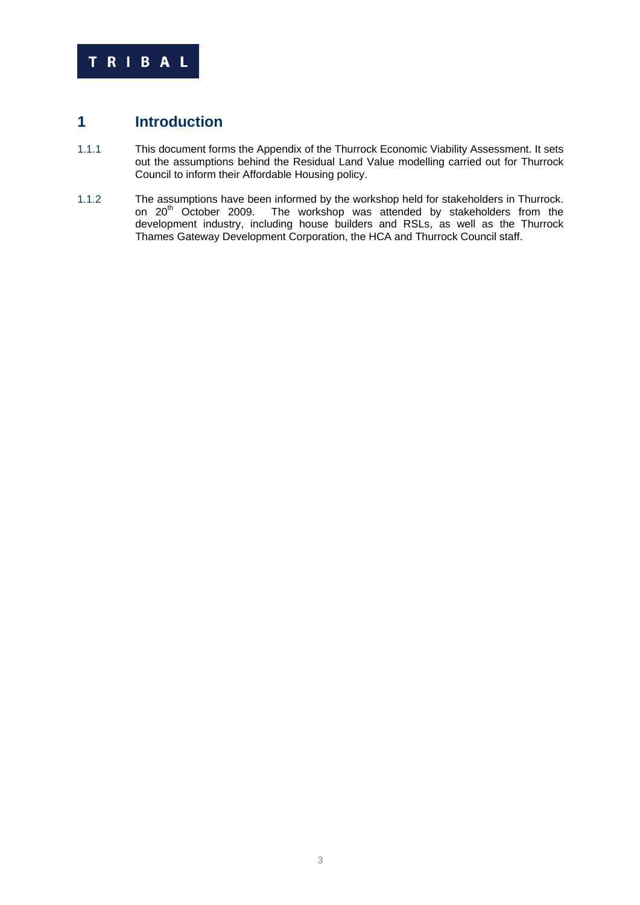# 1 Introduction

1.1.1 This document forms the Appendix of the Thurrock Economic Viability Assessment. It sets out the assumptions behind the Residual Land Value modelling carried out for Thurrock Council to inform their Affordable Housing policy.

1.1.2 The assumptions have been informed by the workshop held for stakeholders in Thurrock. on 20th October 2009. The workshop was attended by stakeholders from the development industry, including house builders and RSLs, as well as the Thurrock Thames Gateway Development Corporation, the HCA and Thurrock Council staff.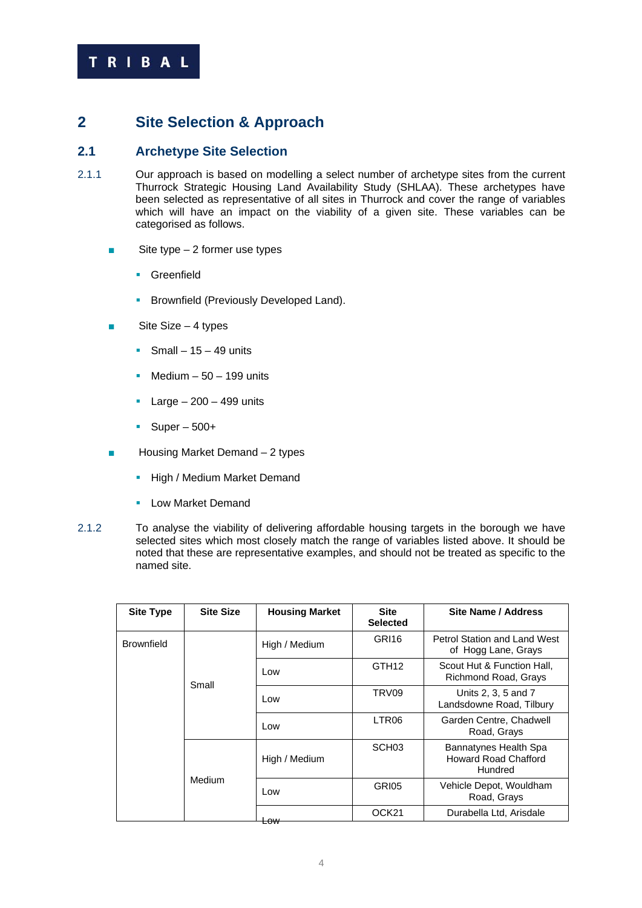## 2 Site Selection & Approach

### 2.1 Archetype Site Selection

2.1.1 Our approach is based on modelling a select number of archetype sites from the current Thurrock Strategic Housing Land Availability Study (SHLAA). These archetypes have been selected as representative of all sites in Thurrock and cover the range of variables which will have an impact on the viability of a given site. These variables can be categorised as follows.

- Site type – 2 former use types
  - Greenfield
  - Brownfield (Previously Developed Land).
- Site Size – 4 types
  - Small – 15 – 49 units
  - Medium – 50 – 199 units
  - Large – 200 – 499 units
  - Super – 500+
- Housing Market Demand – 2 types
  - High / Medium Market Demand
  - Low Market Demand

2.1.2 To analyse the viability of delivering affordable housing targets in the borough we have selected sites which most closely match the range of variables listed above. It should be noted that these are representative examples, and should not be treated as specific to the named site.

| Site Type | Site Size | Housing Market | Site Selected | Site Name / Address |
|---|---|---|---|---|
| Brownfield | Small | High / Medium | GRI16 | Petrol Station and Land West of Hogg Lane, Grays |
| | | Low | GTH12 | Scout Hut & Function Hall, Richmond Road, Grays |
| | | Low | TRV09 | Units 2, 3, 5 and 7 Landsdowne Road, Tilbury |
| | | Low | LTR06 | Garden Centre, Chadwell Road, Grays |
| | Medium | High / Medium | SCH03 | Bannatynes Health Spa Howard Road Chafford Hundred |
| | | Low | GRI05 | Vehicle Depot, Wouldham Road, Grays |
| | | Low | OCK21 | Durabella Ltd, Arisdale |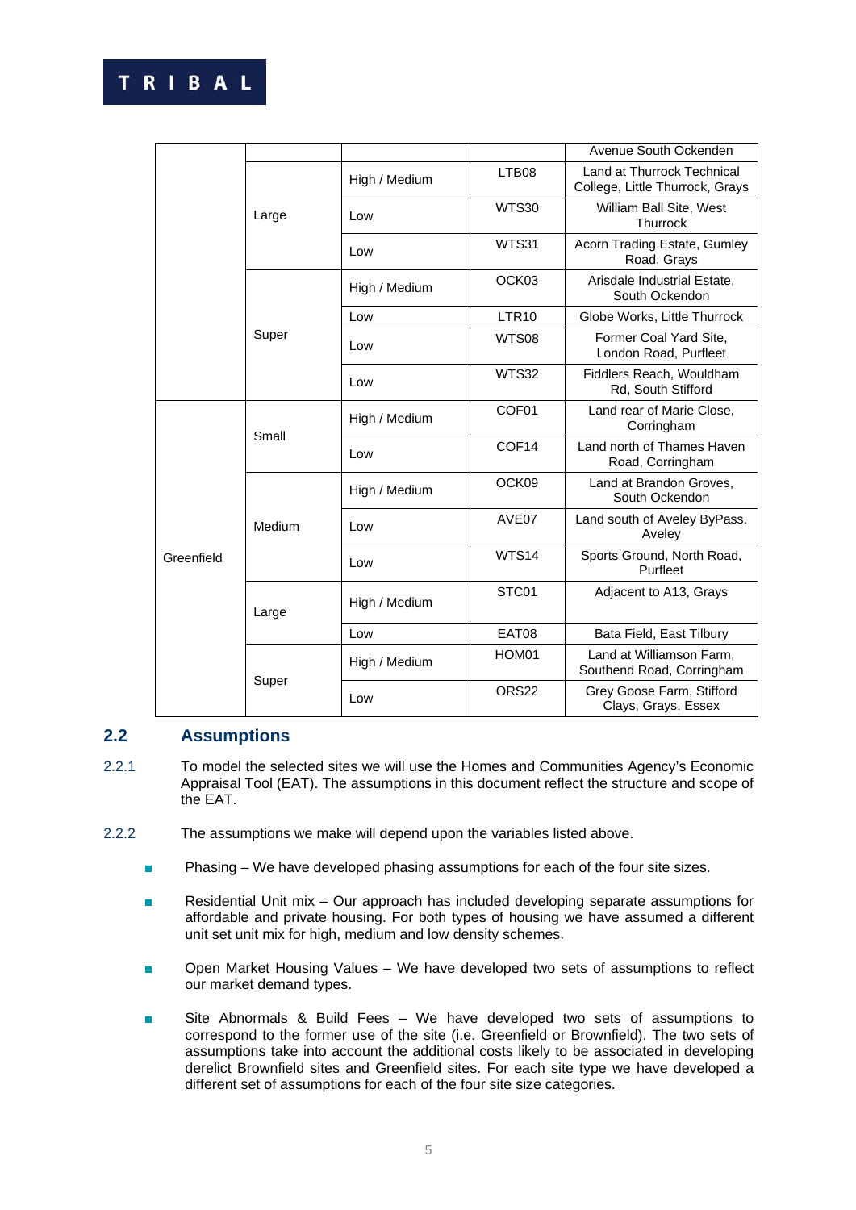| | | | | |
|---|---|---|---|---|
| | | | | Avenue South Ockenden |
| | Large | High / Medium | LTB08 | Land at Thurrock Technical College, Little Thurrock, Grays |
| | | Low | WTS30 | William Ball Site, West Thurrock |
| | | Low | WTS31 | Acorn Trading Estate, Gumley Road, Grays |
| | Super | High / Medium | OCK03 | Arisdale Industrial Estate, South Ockendon |
| | | Low | LTR10 | Globe Works, Little Thurrock |
| | | Low | WTS08 | Former Coal Yard Site, London Road, Purfleet |
| | | Low | WTS32 | Fiddlers Reach, Wouldham Rd, South Stifford |
| Greenfield | Small | High / Medium | COF01 | Land rear of Marie Close, Corringham |
| | | Low | COF14 | Land north of Thames Haven Road, Corringham |
| | Medium | High / Medium | OCK09 | Land at Brandon Groves, South Ockendon |
| | | Low | AVE07 | Land south of Aveley ByPass. Aveley |
| | | Low | WTS14 | Sports Ground, North Road, Purfleet |
| | Large | High / Medium | STC01 | Adjacent to A13, Grays |
| | | Low | EAT08 | Bata Field, East Tilbury |
| | Super | High / Medium | HOM01 | Land at Williamson Farm, Southend Road, Corringham |
| | | Low | ORS22 | Grey Goose Farm, Stifford Clays, Grays, Essex |

## 2.2 Assumptions

2.2.1 To model the selected sites we will use the Homes and Communities Agency's Economic Appraisal Tool (EAT). The assumptions in this document reflect the structure and scope of the EAT.

2.2.2 The assumptions we make will depend upon the variables listed above.

- Phasing – We have developed phasing assumptions for each of the four site sizes.
- Residential Unit mix – Our approach has included developing separate assumptions for affordable and private housing. For both types of housing we have assumed a different unit set unit mix for high, medium and low density schemes.
- Open Market Housing Values – We have developed two sets of assumptions to reflect our market demand types.
- Site Abnormals & Build Fees – We have developed two sets of assumptions to correspond to the former use of the site (i.e. Greenfield or Brownfield). The two sets of assumptions take into account the additional costs likely to be associated in developing derelict Brownfield sites and Greenfield sites. For each site type we have developed a different set of assumptions for each of the four site size categories.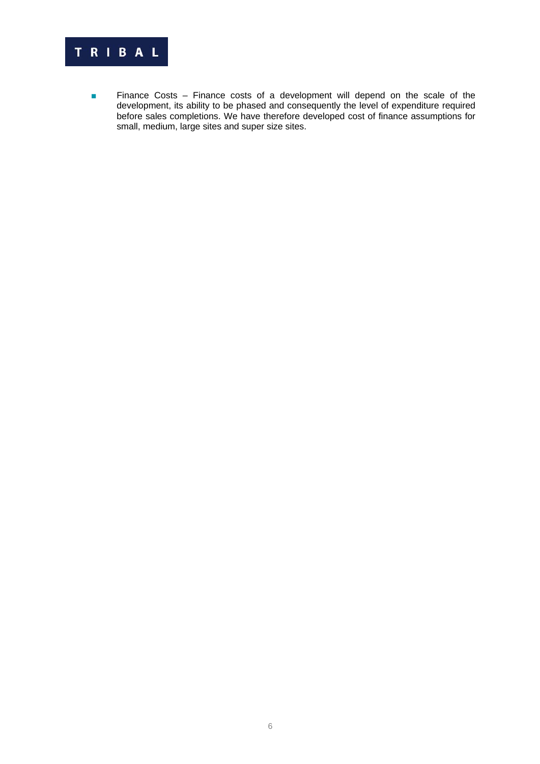- Finance Costs – Finance costs of a development will depend on the scale of the development, its ability to be phased and consequently the level of expenditure required before sales completions. We have therefore developed cost of finance assumptions for small, medium, large sites and super size sites.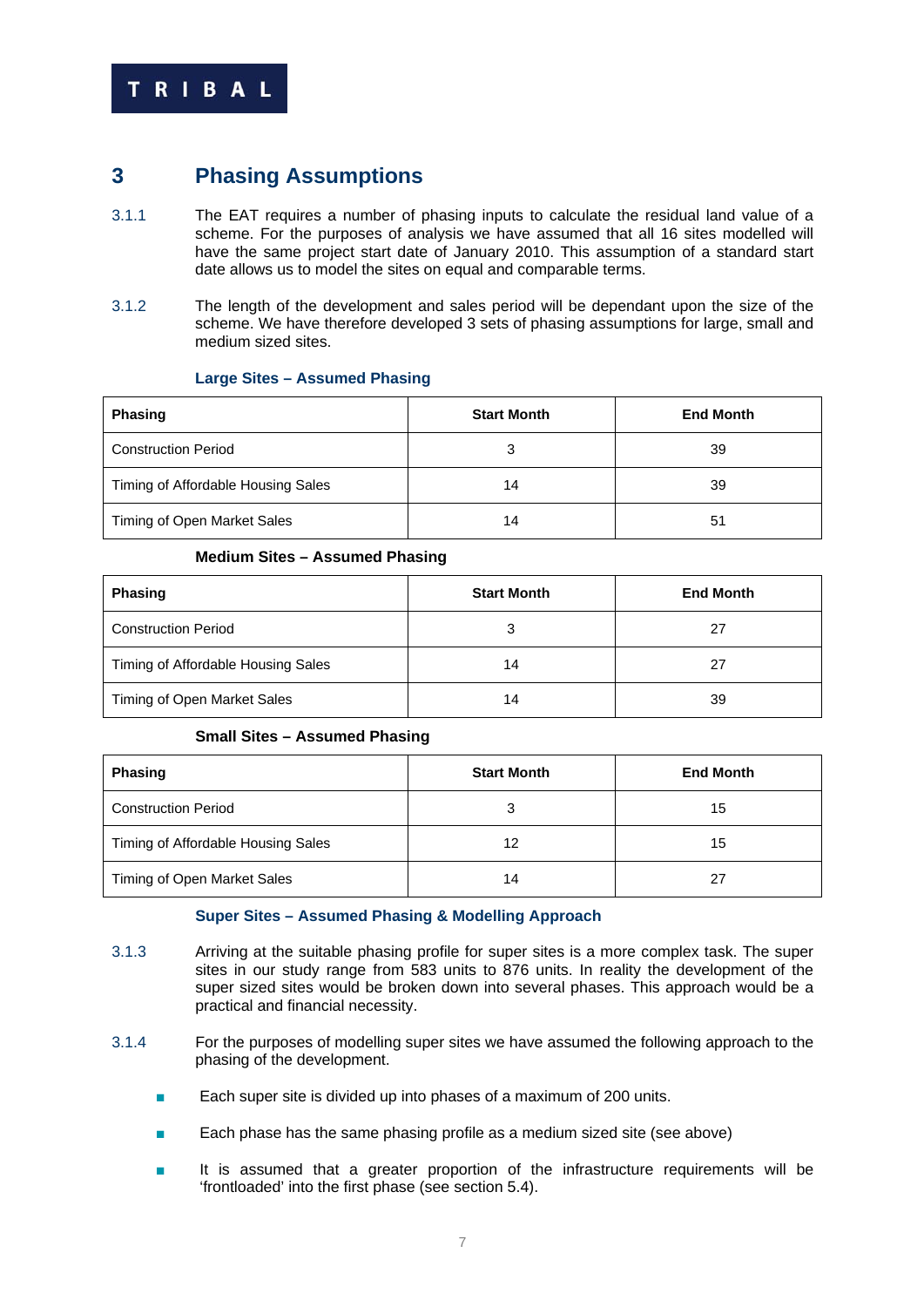## 3 Phasing Assumptions

3.1.1 The EAT requires a number of phasing inputs to calculate the residual land value of a scheme. For the purposes of analysis we have assumed that all 16 sites modelled will have the same project start date of January 2010. This assumption of a standard start date allows us to model the sites on equal and comparable terms.

3.1.2 The length of the development and sales period will be dependant upon the size of the scheme. We have therefore developed 3 sets of phasing assumptions for large, small and medium sized sites.

**Large Sites – Assumed Phasing**

| Phasing | Start Month | End Month |
|---|---|---|
| Construction Period | 3 | 39 |
| Timing of Affordable Housing Sales | 14 | 39 |
| Timing of Open Market Sales | 14 | 51 |

**Medium Sites – Assumed Phasing**

| Phasing | Start Month | End Month |
|---|---|---|
| Construction Period | 3 | 27 |
| Timing of Affordable Housing Sales | 14 | 27 |
| Timing of Open Market Sales | 14 | 39 |

**Small Sites – Assumed Phasing**

| Phasing | Start Month | End Month |
|---|---|---|
| Construction Period | 3 | 15 |
| Timing of Affordable Housing Sales | 12 | 15 |
| Timing of Open Market Sales | 14 | 27 |

**Super Sites – Assumed Phasing & Modelling Approach**

3.1.3 Arriving at the suitable phasing profile for super sites is a more complex task. The super sites in our study range from 583 units to 876 units. In reality the development of the super sized sites would be broken down into several phases. This approach would be a practical and financial necessity.

3.1.4 For the purposes of modelling super sites we have assumed the following approach to the phasing of the development.

- Each super site is divided up into phases of a maximum of 200 units.
- Each phase has the same phasing profile as a medium sized site (see above)
- It is assumed that a greater proportion of the infrastructure requirements will be 'frontloaded' into the first phase (see section 5.4).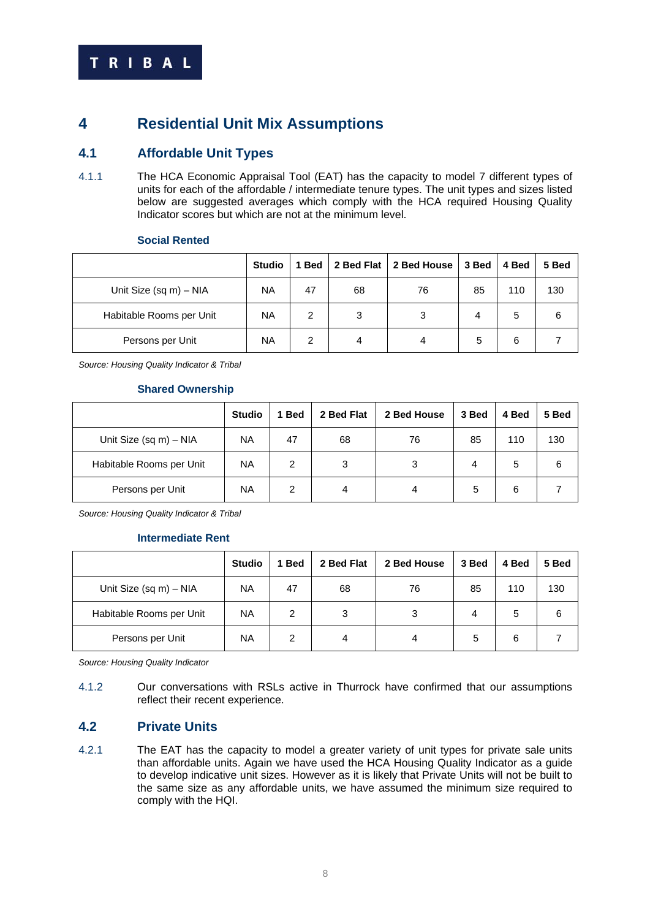# 4 Residential Unit Mix Assumptions

## 4.1 Affordable Unit Types

4.1.1 The HCA Economic Appraisal Tool (EAT) has the capacity to model 7 different types of units for each of the affordable / intermediate tenure types. The unit types and sizes listed below are suggested averages which comply with the HCA required Housing Quality Indicator scores but which are not at the minimum level.

**Social Rented**

| | Studio | 1 Bed | 2 Bed Flat | 2 Bed House | 3 Bed | 4 Bed | 5 Bed |
|---|---|---|---|---|---|---|---|
| Unit Size (sq m) – NIA | NA | 47 | 68 | 76 | 85 | 110 | 130 |
| Habitable Rooms per Unit | NA | 2 | 3 | 3 | 4 | 5 | 6 |
| Persons per Unit | NA | 2 | 4 | 4 | 5 | 6 | 7 |

*Source: Housing Quality Indicator & Tribal*

**Shared Ownership**

| | Studio | 1 Bed | 2 Bed Flat | 2 Bed House | 3 Bed | 4 Bed | 5 Bed |
|---|---|---|---|---|---|---|---|
| Unit Size (sq m) – NIA | NA | 47 | 68 | 76 | 85 | 110 | 130 |
| Habitable Rooms per Unit | NA | 2 | 3 | 3 | 4 | 5 | 6 |
| Persons per Unit | NA | 2 | 4 | 4 | 5 | 6 | 7 |

*Source: Housing Quality Indicator & Tribal*

**Intermediate Rent**

| | Studio | 1 Bed | 2 Bed Flat | 2 Bed House | 3 Bed | 4 Bed | 5 Bed |
|---|---|---|---|---|---|---|---|
| Unit Size (sq m) – NIA | NA | 47 | 68 | 76 | 85 | 110 | 130 |
| Habitable Rooms per Unit | NA | 2 | 3 | 3 | 4 | 5 | 6 |
| Persons per Unit | NA | 2 | 4 | 4 | 5 | 6 | 7 |

*Source: Housing Quality Indicator*

4.1.2 Our conversations with RSLs active in Thurrock have confirmed that our assumptions reflect their recent experience.

## 4.2 Private Units

4.2.1 The EAT has the capacity to model a greater variety of unit types for private sale units than affordable units. Again we have used the HCA Housing Quality Indicator as a guide to develop indicative unit sizes. However as it is likely that Private Units will not be built to the same size as any affordable units, we have assumed the minimum size required to comply with the HQI.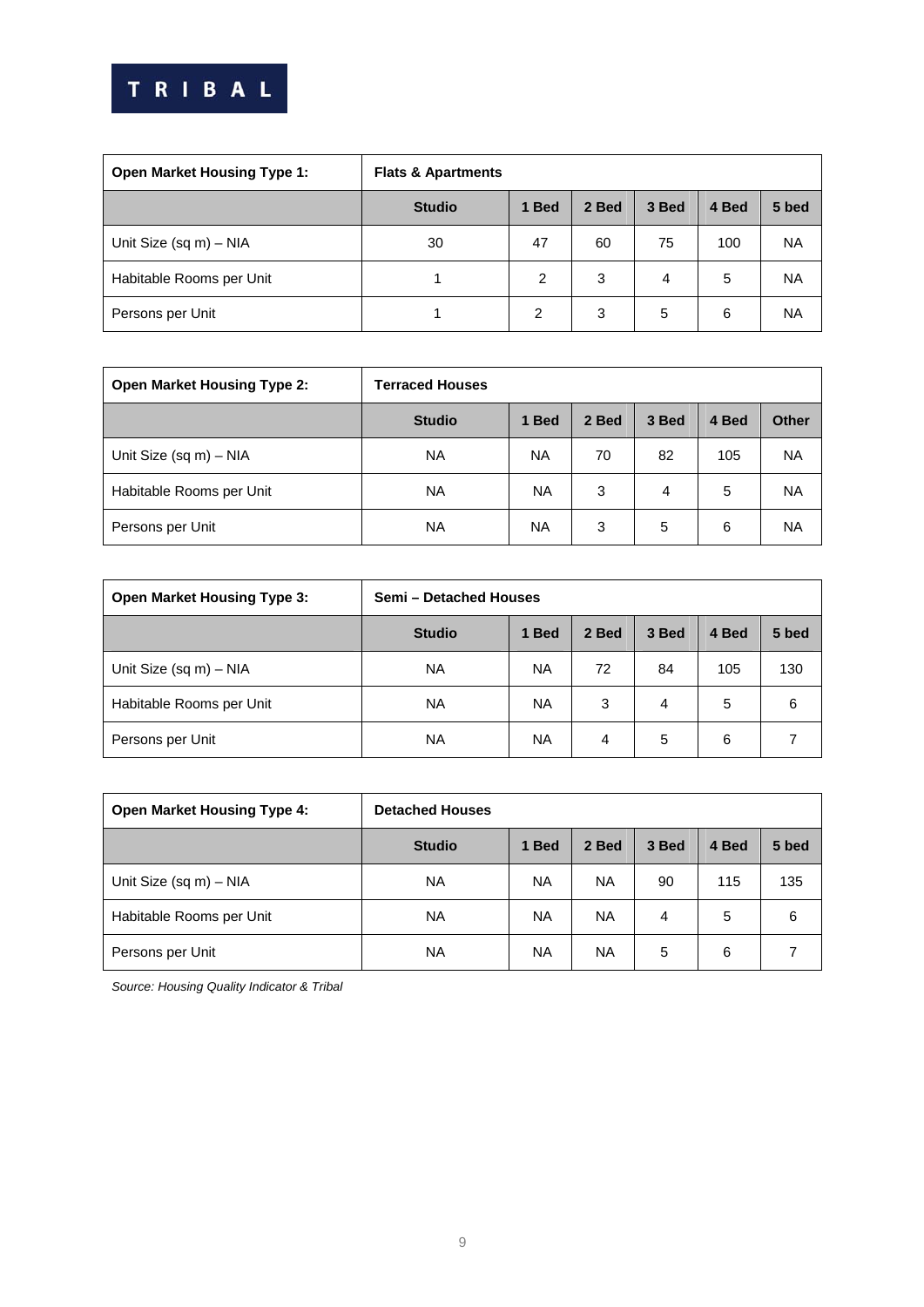| Open Market Housing Type 1: | Flats & Apartments | | | | | |
|---|---|---|---|---|---|---|
| | **Studio** | **1 Bed** | **2 Bed** | **3 Bed** | **4 Bed** | **5 bed** |
| Unit Size (sq m) – NIA | 30 | 47 | 60 | 75 | 100 | NA |
| Habitable Rooms per Unit | 1 | 2 | 3 | 4 | 5 | NA |
| Persons per Unit | 1 | 2 | 3 | 5 | 6 | NA |

| Open Market Housing Type 2: | Terraced Houses | | | | | |
|---|---|---|---|---|---|---|
| | **Studio** | **1 Bed** | **2 Bed** | **3 Bed** | **4 Bed** | **Other** |
| Unit Size (sq m) – NIA | NA | NA | 70 | 82 | 105 | NA |
| Habitable Rooms per Unit | NA | NA | 3 | 4 | 5 | NA |
| Persons per Unit | NA | NA | 3 | 5 | 6 | NA |

| Open Market Housing Type 3: | Semi – Detached Houses | | | | | |
|---|---|---|---|---|---|---|
| | **Studio** | **1 Bed** | **2 Bed** | **3 Bed** | **4 Bed** | **5 bed** |
| Unit Size (sq m) – NIA | NA | NA | 72 | 84 | 105 | 130 |
| Habitable Rooms per Unit | NA | NA | 3 | 4 | 5 | 6 |
| Persons per Unit | NA | NA | 4 | 5 | 6 | 7 |

| Open Market Housing Type 4: | Detached Houses | | | | | |
|---|---|---|---|---|---|---|
| | **Studio** | **1 Bed** | **2 Bed** | **3 Bed** | **4 Bed** | **5 bed** |
| Unit Size (sq m) – NIA | NA | NA | NA | 90 | 115 | 135 |
| Habitable Rooms per Unit | NA | NA | NA | 4 | 5 | 6 |
| Persons per Unit | NA | NA | NA | 5 | 6 | 7 |

*Source: Housing Quality Indicator & Tribal*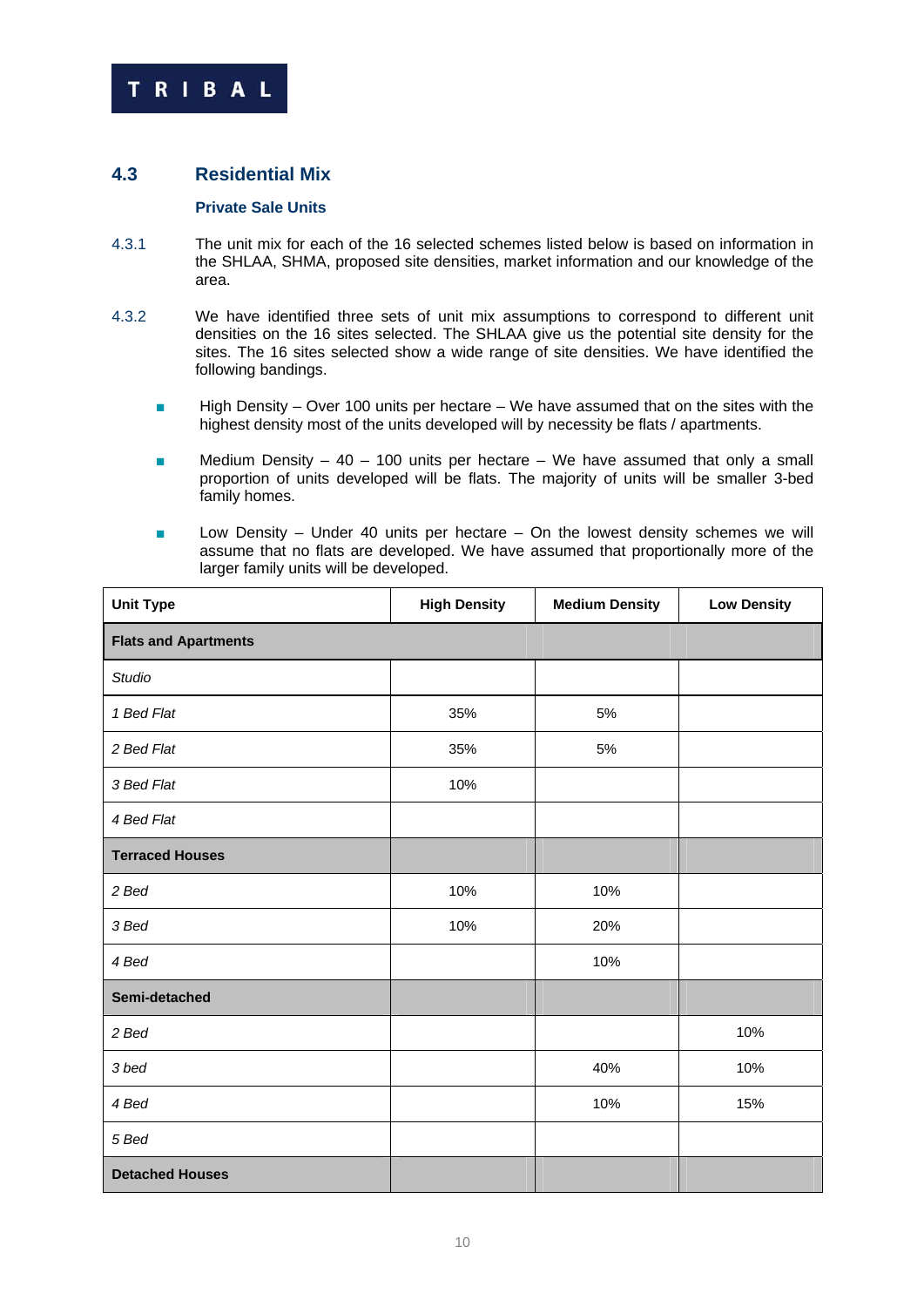## 4.3 Residential Mix

### Private Sale Units

4.3.1 The unit mix for each of the 16 selected schemes listed below is based on information in the SHLAA, SHMA, proposed site densities, market information and our knowledge of the area.

4.3.2 We have identified three sets of unit mix assumptions to correspond to different unit densities on the 16 sites selected. The SHLAA give us the potential site density for the sites. The 16 sites selected show a wide range of site densities. We have identified the following bandings.

- High Density – Over 100 units per hectare – We have assumed that on the sites with the highest density most of the units developed will by necessity be flats / apartments.
- Medium Density – 40 – 100 units per hectare – We have assumed that only a small proportion of units developed will be flats. The majority of units will be smaller 3-bed family homes.
- Low Density – Under 40 units per hectare – On the lowest density schemes we will assume that no flats are developed. We have assumed that proportionally more of the larger family units will be developed.

| Unit Type | High Density | Medium Density | Low Density |
|---|---|---|---|
| **Flats and Apartments** | | | |
| *Studio* | | | |
| *1 Bed Flat* | 35% | 5% | |
| *2 Bed Flat* | 35% | 5% | |
| *3 Bed Flat* | 10% | | |
| *4 Bed Flat* | | | |
| **Terraced Houses** | | | |
| *2 Bed* | 10% | 10% | |
| *3 Bed* | 10% | 20% | |
| *4 Bed* | | 10% | |
| **Semi-detached** | | | |
| *2 Bed* | | | 10% |
| *3 bed* | | 40% | 10% |
| *4 Bed* | | 10% | 15% |
| *5 Bed* | | | |
| **Detached Houses** | | | |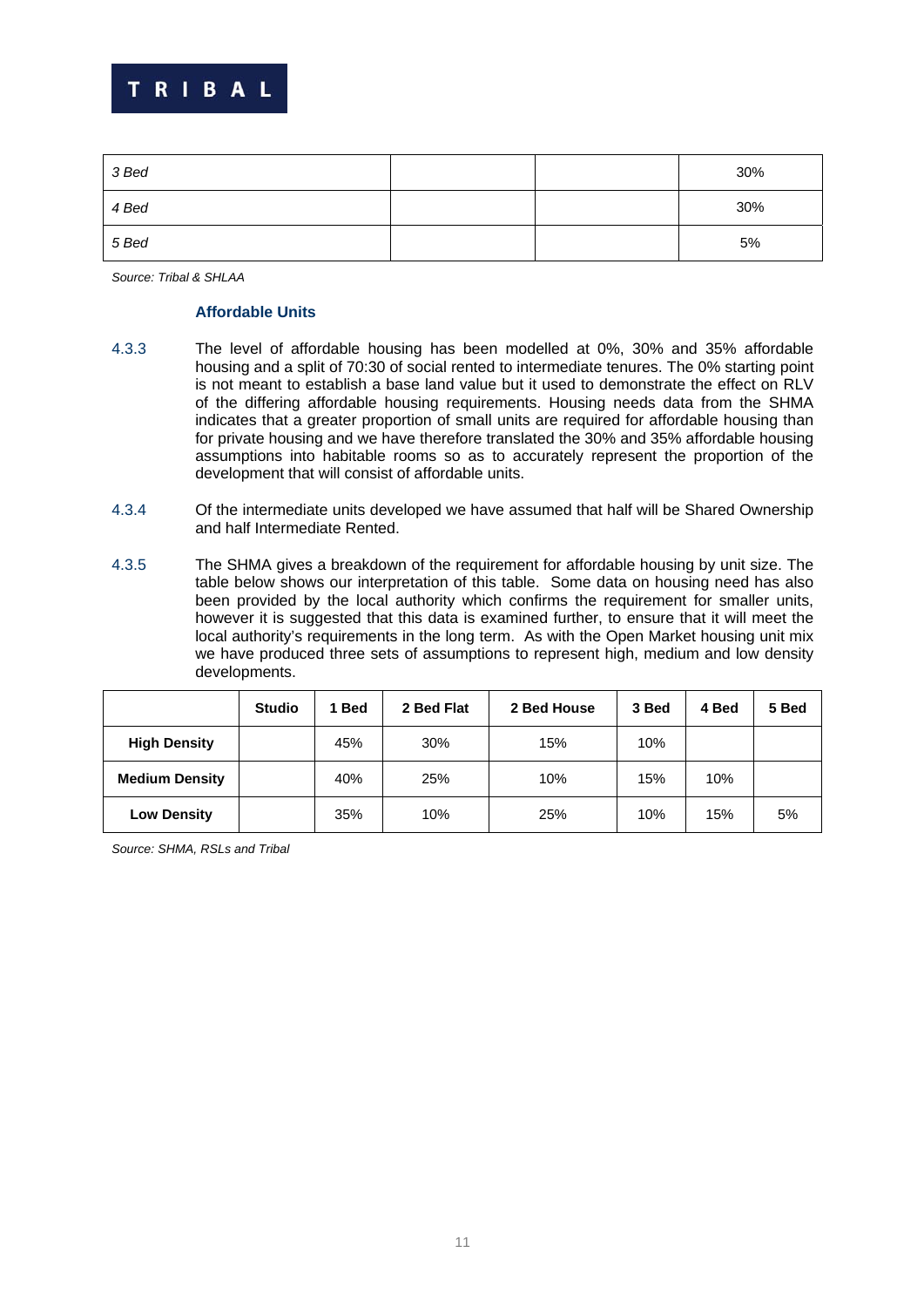| 3 Bed | | | 30% |
|---|---|---|---|
| 4 Bed | | | 30% |
| 5 Bed | | | 5% |

*Source: Tribal & SHLAA*

### Affordable Units

4.3.3 The level of affordable housing has been modelled at 0%, 30% and 35% affordable housing and a split of 70:30 of social rented to intermediate tenures. The 0% starting point is not meant to establish a base land value but it used to demonstrate the effect on RLV of the differing affordable housing requirements. Housing needs data from the SHMA indicates that a greater proportion of small units are required for affordable housing than for private housing and we have therefore translated the 30% and 35% affordable housing assumptions into habitable rooms so as to accurately represent the proportion of the development that will consist of affordable units.

4.3.4 Of the intermediate units developed we have assumed that half will be Shared Ownership and half Intermediate Rented.

4.3.5 The SHMA gives a breakdown of the requirement for affordable housing by unit size. The table below shows our interpretation of this table. Some data on housing need has also been provided by the local authority which confirms the requirement for smaller units, however it is suggested that this data is examined further, to ensure that it will meet the local authority's requirements in the long term. As with the Open Market housing unit mix we have produced three sets of assumptions to represent high, medium and low density developments.

| | Studio | 1 Bed | 2 Bed Flat | 2 Bed House | 3 Bed | 4 Bed | 5 Bed |
|---|---|---|---|---|---|---|---|
| **High Density** | | 45% | 30% | 15% | 10% | | |
| **Medium Density** | | 40% | 25% | 10% | 15% | 10% | |
| **Low Density** | | 35% | 10% | 25% | 10% | 15% | 5% |

*Source: SHMA, RSLs and Tribal*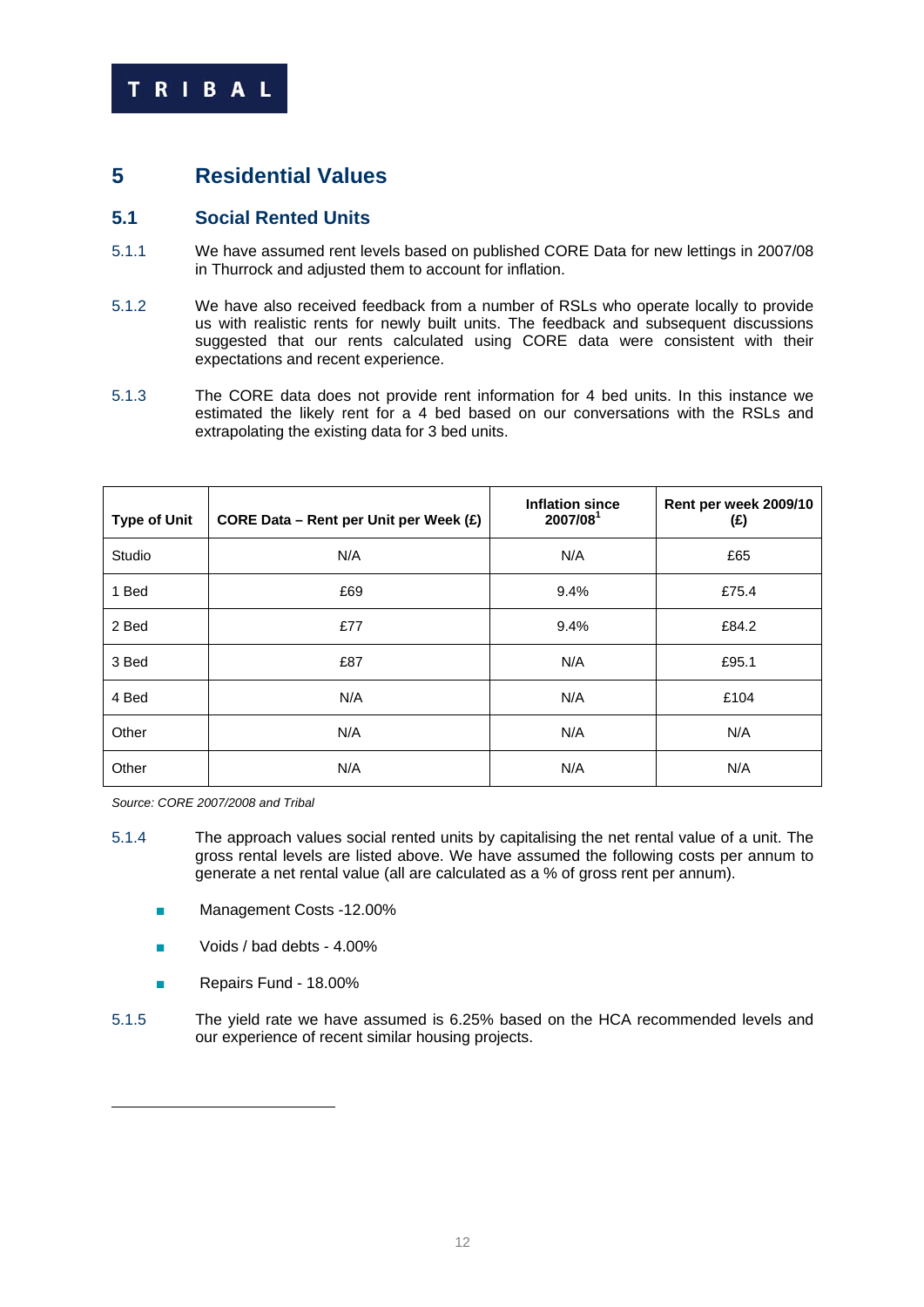# 5 Residential Values

## 5.1 Social Rented Units

5.1.1 We have assumed rent levels based on published CORE Data for new lettings in 2007/08 in Thurrock and adjusted them to account for inflation.

5.1.2 We have also received feedback from a number of RSLs who operate locally to provide us with realistic rents for newly built units. The feedback and subsequent discussions suggested that our rents calculated using CORE data were consistent with their expectations and recent experience.

5.1.3 The CORE data does not provide rent information for 4 bed units. In this instance we estimated the likely rent for a 4 bed based on our conversations with the RSLs and extrapolating the existing data for 3 bed units.

| Type of Unit | CORE Data – Rent per Unit per Week (£) | Inflation since 2007/08[1] | Rent per week 2009/10 (£) |
|---|---|---|---|
| Studio | N/A | N/A | £65 |
| 1 Bed | £69 | 9.4% | £75.4 |
| 2 Bed | £77 | 9.4% | £84.2 |
| 3 Bed | £87 | N/A | £95.1 |
| 4 Bed | N/A | N/A | £104 |
| Other | N/A | N/A | N/A |
| Other | N/A | N/A | N/A |

*Source: CORE 2007/2008 and Tribal*

5.1.4 The approach values social rented units by capitalising the net rental value of a unit. The gross rental levels are listed above. We have assumed the following costs per annum to generate a net rental value (all are calculated as a % of gross rent per annum).

- Management Costs -12.00%
- Voids / bad debts - 4.00%
- Repairs Fund - 18.00%

5.1.5 The yield rate we have assumed is 6.25% based on the HCA recommended levels and our experience of recent similar housing projects.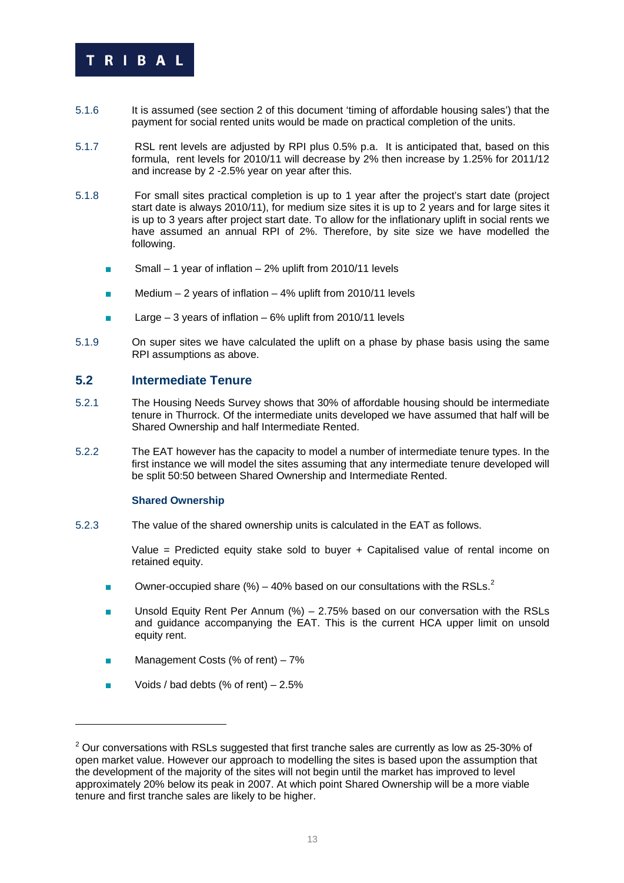5.1.6 It is assumed (see section 2 of this document 'timing of affordable housing sales') that the payment for social rented units would be made on practical completion of the units.

5.1.7 RSL rent levels are adjusted by RPI plus 0.5% p.a. It is anticipated that, based on this formula, rent levels for 2010/11 will decrease by 2% then increase by 1.25% for 2011/12 and increase by 2 -2.5% year on year after this.

5.1.8 For small sites practical completion is up to 1 year after the project's start date (project start date is always 2010/11), for medium size sites it is up to 2 years and for large sites it is up to 3 years after project start date. To allow for the inflationary uplift in social rents we have assumed an annual RPI of 2%. Therefore, by site size we have modelled the following.

- Small – 1 year of inflation – 2% uplift from 2010/11 levels
- Medium – 2 years of inflation – 4% uplift from 2010/11 levels
- Large – 3 years of inflation – 6% uplift from 2010/11 levels

5.1.9 On super sites we have calculated the uplift on a phase by phase basis using the same RPI assumptions as above.

## 5.2 Intermediate Tenure

5.2.1 The Housing Needs Survey shows that 30% of affordable housing should be intermediate tenure in Thurrock. Of the intermediate units developed we have assumed that half will be Shared Ownership and half Intermediate Rented.

5.2.2 The EAT however has the capacity to model a number of intermediate tenure types. In the first instance we will model the sites assuming that any intermediate tenure developed will be split 50:50 between Shared Ownership and Intermediate Rented.

### Shared Ownership

5.2.3 The value of the shared ownership units is calculated in the EAT as follows.

Value = Predicted equity stake sold to buyer + Capitalised value of rental income on retained equity.

- Owner-occupied share (%) – 40% based on our consultations with the RSLs.[2]
- Unsold Equity Rent Per Annum (%) – 2.75% based on our conversation with the RSLs and guidance accompanying the EAT. This is the current HCA upper limit on unsold equity rent.
- Management Costs (% of rent) – 7%
- Voids / bad debts (% of rent) – 2.5%

---

[2] Our conversations with RSLs suggested that first tranche sales are currently as low as 25-30% of open market value. However our approach to modelling the sites is based upon the assumption that the development of the majority of the sites will not begin until the market has improved to level approximately 20% below its peak in 2007. At which point Shared Ownership will be a more viable tenure and first tranche sales are likely to be higher.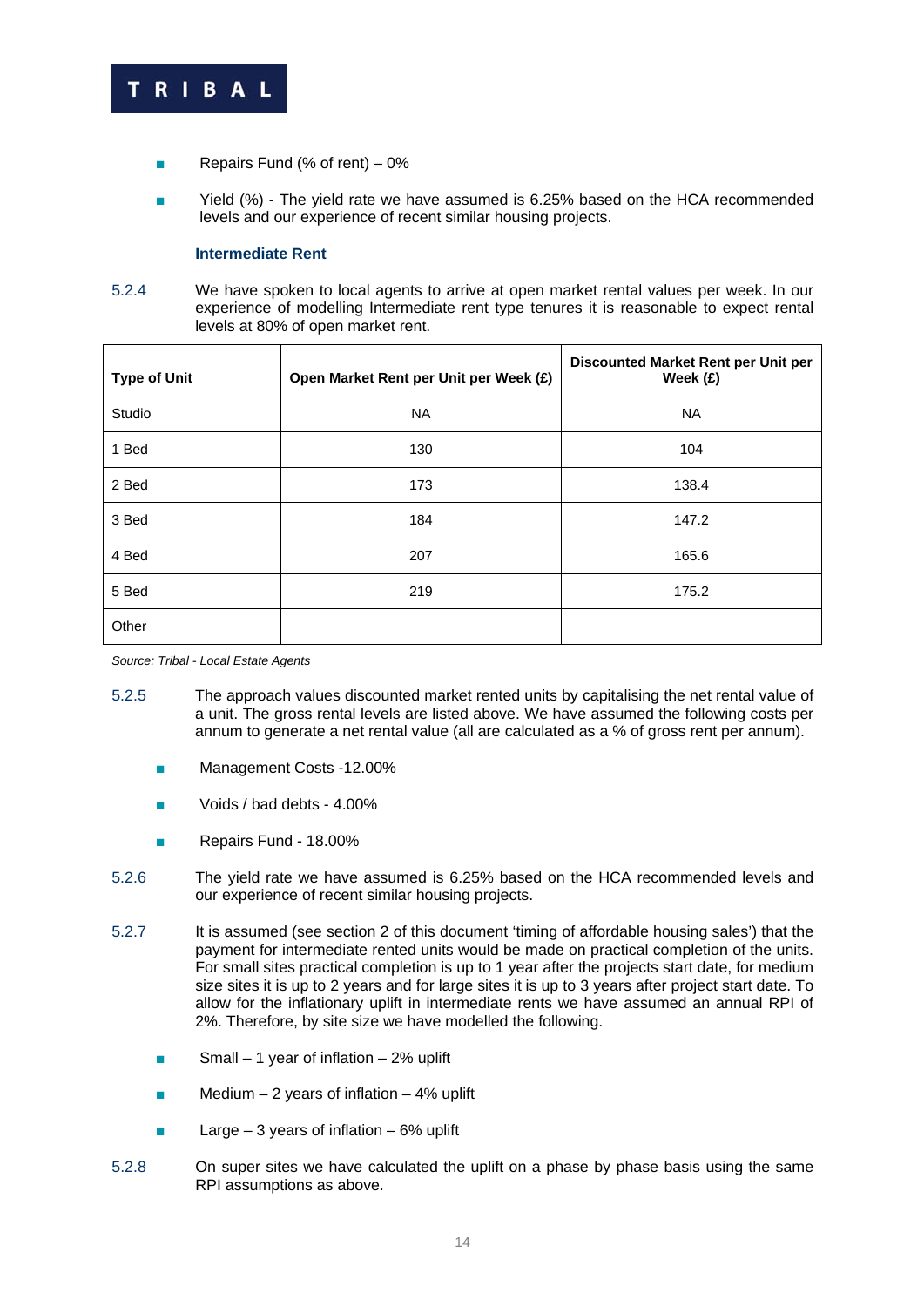- Repairs Fund (% of rent) – 0%

- Yield (%) - The yield rate we have assumed is 6.25% based on the HCA recommended levels and our experience of recent similar housing projects.

### Intermediate Rent

5.2.4 We have spoken to local agents to arrive at open market rental values per week. In our experience of modelling Intermediate rent type tenures it is reasonable to expect rental levels at 80% of open market rent.

| Type of Unit | Open Market Rent per Unit per Week (£) | Discounted Market Rent per Unit per Week (£) |
|---|---|---|
| Studio | NA | NA |
| 1 Bed | 130 | 104 |
| 2 Bed | 173 | 138.4 |
| 3 Bed | 184 | 147.2 |
| 4 Bed | 207 | 165.6 |
| 5 Bed | 219 | 175.2 |
| Other | | |

*Source: Tribal - Local Estate Agents*

5.2.5 The approach values discounted market rented units by capitalising the net rental value of a unit. The gross rental levels are listed above. We have assumed the following costs per annum to generate a net rental value (all are calculated as a % of gross rent per annum).

- Management Costs -12.00%

- Voids / bad debts - 4.00%

- Repairs Fund - 18.00%

5.2.6 The yield rate we have assumed is 6.25% based on the HCA recommended levels and our experience of recent similar housing projects.

5.2.7 It is assumed (see section 2 of this document 'timing of affordable housing sales') that the payment for intermediate rented units would be made on practical completion of the units. For small sites practical completion is up to 1 year after the projects start date, for medium size sites it is up to 2 years and for large sites it is up to 3 years after project start date. To allow for the inflationary uplift in intermediate rents we have assumed an annual RPI of 2%. Therefore, by site size we have modelled the following.

- Small – 1 year of inflation – 2% uplift

- Medium – 2 years of inflation – 4% uplift

- Large – 3 years of inflation – 6% uplift

5.2.8 On super sites we have calculated the uplift on a phase by phase basis using the same RPI assumptions as above.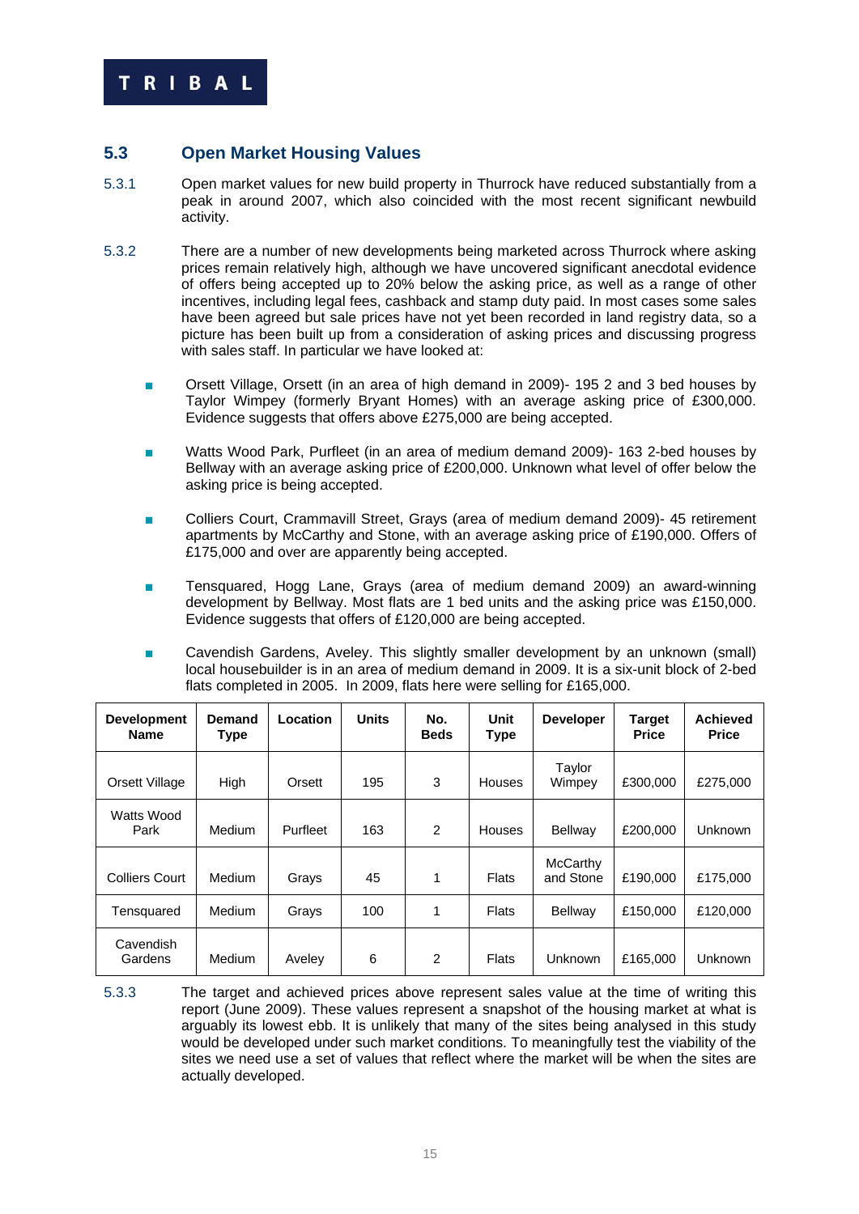## 5.3 Open Market Housing Values

5.3.1 Open market values for new build property in Thurrock have reduced substantially from a peak in around 2007, which also coincided with the most recent significant newbuild activity.

5.3.2 There are a number of new developments being marketed across Thurrock where asking prices remain relatively high, although we have uncovered significant anecdotal evidence of offers being accepted up to 20% below the asking price, as well as a range of other incentives, including legal fees, cashback and stamp duty paid. In most cases some sales have been agreed but sale prices have not yet been recorded in land registry data, so a picture has been built up from a consideration of asking prices and discussing progress with sales staff. In particular we have looked at:

- Orsett Village, Orsett (in an area of high demand in 2009)- 195 2 and 3 bed houses by Taylor Wimpey (formerly Bryant Homes) with an average asking price of £300,000. Evidence suggests that offers above £275,000 are being accepted.
- Watts Wood Park, Purfleet (in an area of medium demand 2009)- 163 2-bed houses by Bellway with an average asking price of £200,000. Unknown what level of offer below the asking price is being accepted.
- Colliers Court, Crammavill Street, Grays (area of medium demand 2009)- 45 retirement apartments by McCarthy and Stone, with an average asking price of £190,000. Offers of £175,000 and over are apparently being accepted.
- Tensquared, Hogg Lane, Grays (area of medium demand 2009) an award-winning development by Bellway. Most flats are 1 bed units and the asking price was £150,000. Evidence suggests that offers of £120,000 are being accepted.
- Cavendish Gardens, Aveley. This slightly smaller development by an unknown (small) local housebuilder is in an area of medium demand in 2009. It is a six-unit block of 2-bed flats completed in 2005. In 2009, flats here were selling for £165,000.

| Development Name | Demand Type | Location | Units | No. Beds | Unit Type | Developer | Target Price | Achieved Price |
|---|---|---|---|---|---|---|---|---|
| Orsett Village | High | Orsett | 195 | 3 | Houses | Taylor Wimpey | £300,000 | £275,000 |
| Watts Wood Park | Medium | Purfleet | 163 | 2 | Houses | Bellway | £200,000 | Unknown |
| Colliers Court | Medium | Grays | 45 | 1 | Flats | McCarthy and Stone | £190,000 | £175,000 |
| Tensquared | Medium | Grays | 100 | 1 | Flats | Bellway | £150,000 | £120,000 |
| Cavendish Gardens | Medium | Aveley | 6 | 2 | Flats | Unknown | £165,000 | Unknown |

5.3.3 The target and achieved prices above represent sales value at the time of writing this report (June 2009). These values represent a snapshot of the housing market at what is arguably its lowest ebb. It is unlikely that many of the sites being analysed in this study would be developed under such market conditions. To meaningfully test the viability of the sites we need use a set of values that reflect where the market will be when the sites are actually developed.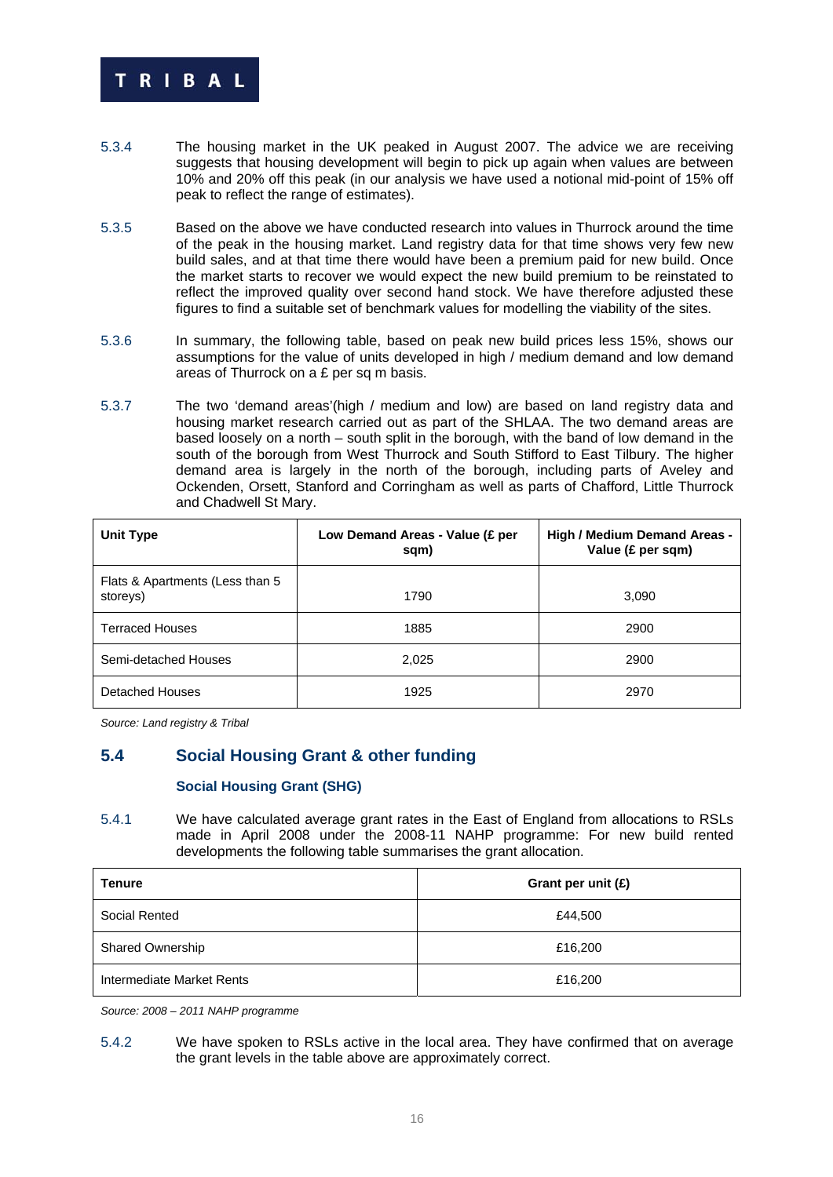5.3.4 The housing market in the UK peaked in August 2007. The advice we are receiving suggests that housing development will begin to pick up again when values are between 10% and 20% off this peak (in our analysis we have used a notional mid-point of 15% off peak to reflect the range of estimates).

5.3.5 Based on the above we have conducted research into values in Thurrock around the time of the peak in the housing market. Land registry data for that time shows very few new build sales, and at that time there would have been a premium paid for new build. Once the market starts to recover we would expect the new build premium to be reinstated to reflect the improved quality over second hand stock. We have therefore adjusted these figures to find a suitable set of benchmark values for modelling the viability of the sites.

5.3.6 In summary, the following table, based on peak new build prices less 15%, shows our assumptions for the value of units developed in high / medium demand and low demand areas of Thurrock on a £ per sq m basis.

5.3.7 The two 'demand areas'(high / medium and low) are based on land registry data and housing market research carried out as part of the SHLAA. The two demand areas are based loosely on a north – south split in the borough, with the band of low demand in the south of the borough from West Thurrock and South Stifford to East Tilbury. The higher demand area is largely in the north of the borough, including parts of Aveley and Ockenden, Orsett, Stanford and Corringham as well as parts of Chafford, Little Thurrock and Chadwell St Mary.

| Unit Type | Low Demand Areas - Value (£ per sqm) | High / Medium Demand Areas - Value (£ per sqm) |
|---|---|---|
| Flats & Apartments (Less than 5 storeys) | 1790 | 3,090 |
| Terraced Houses | 1885 | 2900 |
| Semi-detached Houses | 2,025 | 2900 |
| Detached Houses | 1925 | 2970 |

*Source: Land registry & Tribal*

## 5.4 Social Housing Grant & other funding

### Social Housing Grant (SHG)

5.4.1 We have calculated average grant rates in the East of England from allocations to RSLs made in April 2008 under the 2008-11 NAHP programme: For new build rented developments the following table summarises the grant allocation.

| Tenure | Grant per unit (£) |
|---|---|
| Social Rented | £44,500 |
| Shared Ownership | £16,200 |
| Intermediate Market Rents | £16,200 |

*Source: 2008 – 2011 NAHP programme*

5.4.2 We have spoken to RSLs active in the local area. They have confirmed that on average the grant levels in the table above are approximately correct.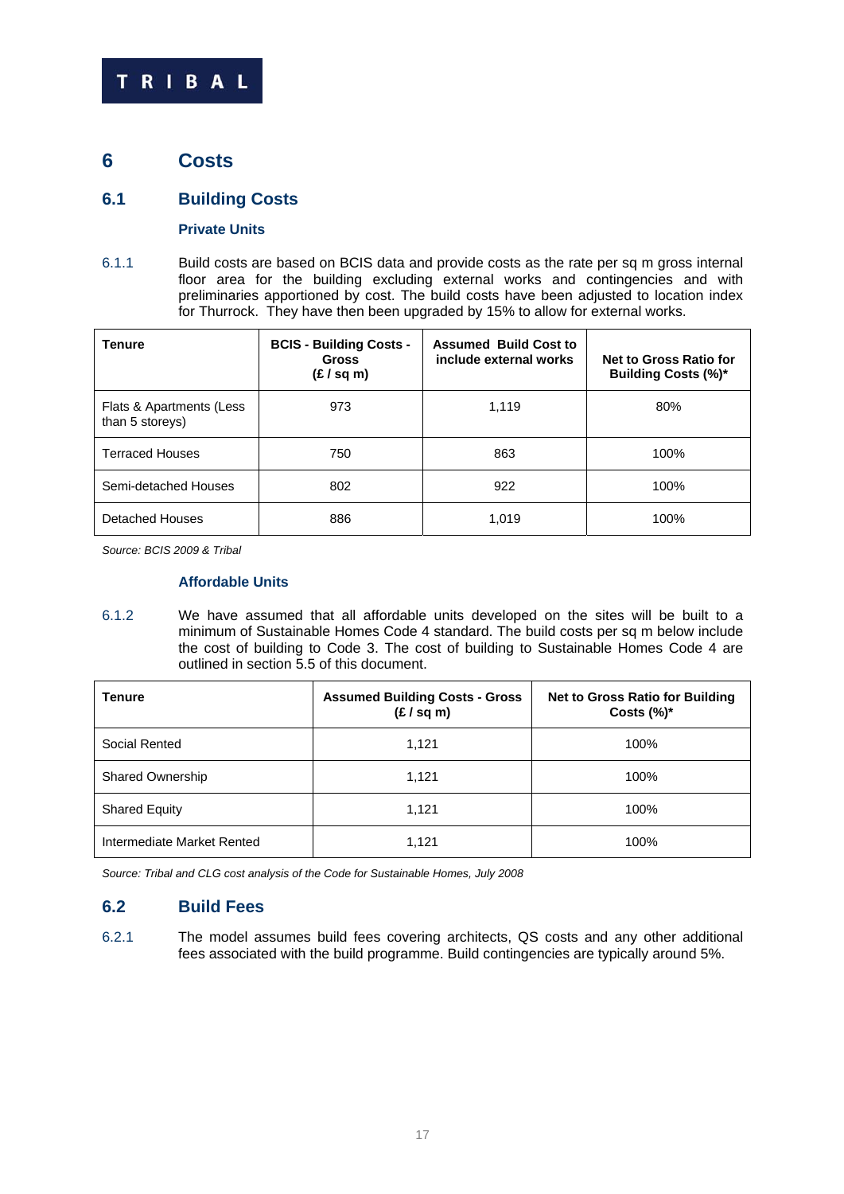# 6 Costs

## 6.1 Building Costs

### Private Units

6.1.1 Build costs are based on BCIS data and provide costs as the rate per sq m gross internal floor area for the building excluding external works and contingencies and with preliminaries apportioned by cost. The build costs have been adjusted to location index for Thurrock. They have then been upgraded by 15% to allow for external works.

| Tenure | BCIS - Building Costs - Gross (£ / sq m) | Assumed Build Cost to include external works | Net to Gross Ratio for Building Costs (%)* |
|---|---|---|---|
| Flats & Apartments (Less than 5 storeys) | 973 | 1,119 | 80% |
| Terraced Houses | 750 | 863 | 100% |
| Semi-detached Houses | 802 | 922 | 100% |
| Detached Houses | 886 | 1,019 | 100% |

*Source: BCIS 2009 & Tribal*

### Affordable Units

6.1.2 We have assumed that all affordable units developed on the sites will be built to a minimum of Sustainable Homes Code 4 standard. The build costs per sq m below include the cost of building to Code 3. The cost of building to Sustainable Homes Code 4 are outlined in section 5.5 of this document.

| Tenure | Assumed Building Costs - Gross (£ / sq m) | Net to Gross Ratio for Building Costs (%)* |
|---|---|---|
| Social Rented | 1,121 | 100% |
| Shared Ownership | 1,121 | 100% |
| Shared Equity | 1,121 | 100% |
| Intermediate Market Rented | 1,121 | 100% |

*Source: Tribal and CLG cost analysis of the Code for Sustainable Homes, July 2008*

## 6.2 Build Fees

6.2.1 The model assumes build fees covering architects, QS costs and any other additional fees associated with the build programme. Build contingencies are typically around 5%.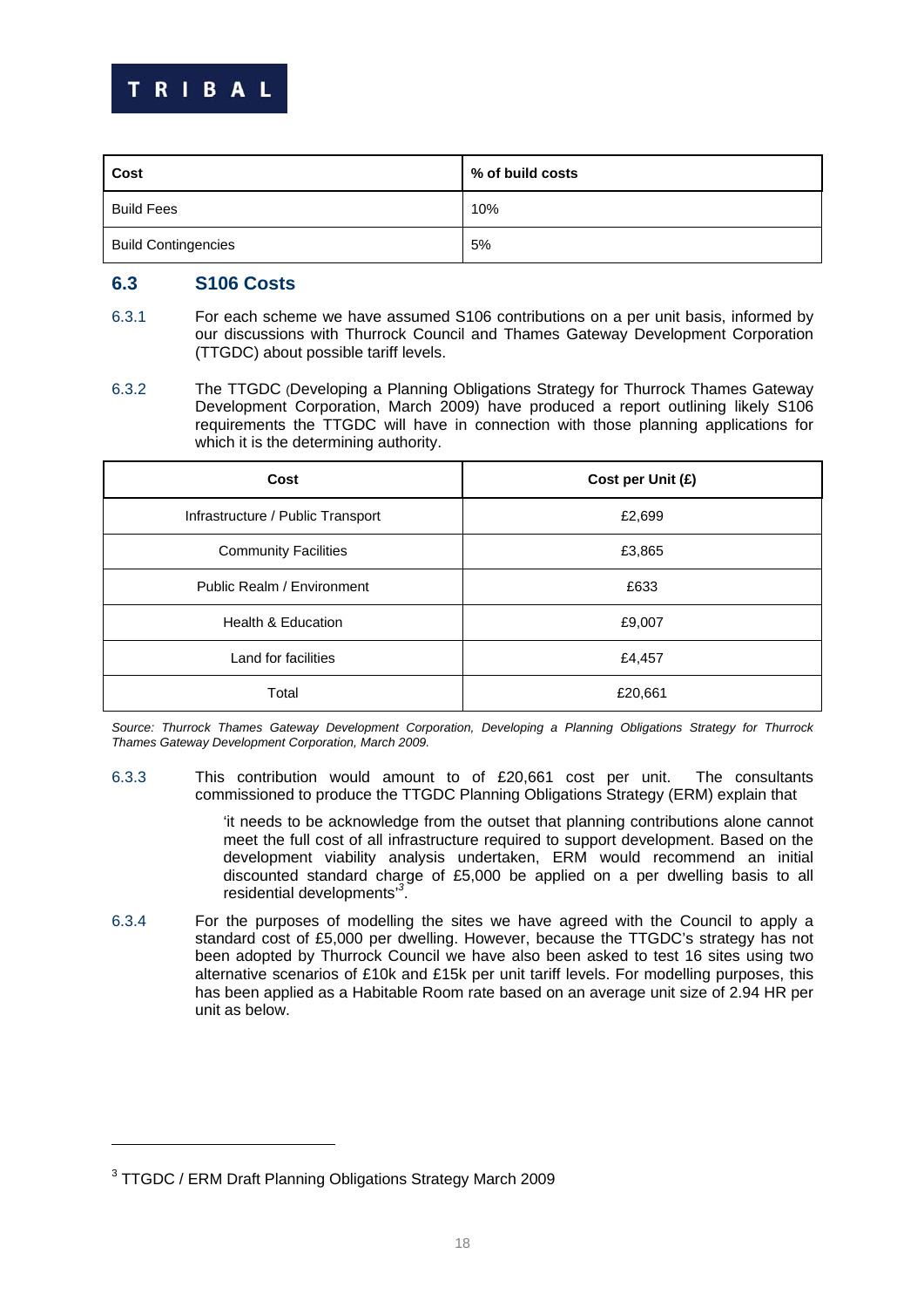| Cost | % of build costs |
| --- | --- |
| Build Fees | 10% |
| Build Contingencies | 5% |

## 6.3 S106 Costs

6.3.1 For each scheme we have assumed S106 contributions on a per unit basis, informed by our discussions with Thurrock Council and Thames Gateway Development Corporation (TTGDC) about possible tariff levels.

6.3.2 The TTGDC (Developing a Planning Obligations Strategy for Thurrock Thames Gateway Development Corporation, March 2009) have produced a report outlining likely S106 requirements the TTGDC will have in connection with those planning applications for which it is the determining authority.

| Cost | Cost per Unit (£) |
| --- | --- |
| Infrastructure / Public Transport | £2,699 |
| Community Facilities | £3,865 |
| Public Realm / Environment | £633 |
| Health & Education | £9,007 |
| Land for facilities | £4,457 |
| Total | £20,661 |

*Source: Thurrock Thames Gateway Development Corporation, Developing a Planning Obligations Strategy for Thurrock Thames Gateway Development Corporation, March 2009.*

6.3.3 This contribution would amount to of £20,661 cost per unit. The consultants commissioned to produce the TTGDC Planning Obligations Strategy (ERM) explain that

> 'it needs to be acknowledge from the outset that planning contributions alone cannot meet the full cost of all infrastructure required to support development. Based on the development viability analysis undertaken, ERM would recommend an initial discounted standard charge of £5,000 be applied on a per dwelling basis to all residential developments'[3].

6.3.4 For the purposes of modelling the sites we have agreed with the Council to apply a standard cost of £5,000 per dwelling. However, because the TTGDC's strategy has not been adopted by Thurrock Council we have also been asked to test 16 sites using two alternative scenarios of £10k and £15k per unit tariff levels. For modelling purposes, this has been applied as a Habitable Room rate based on an average unit size of 2.94 HR per unit as below.

[3] TTGDC / ERM Draft Planning Obligations Strategy March 2009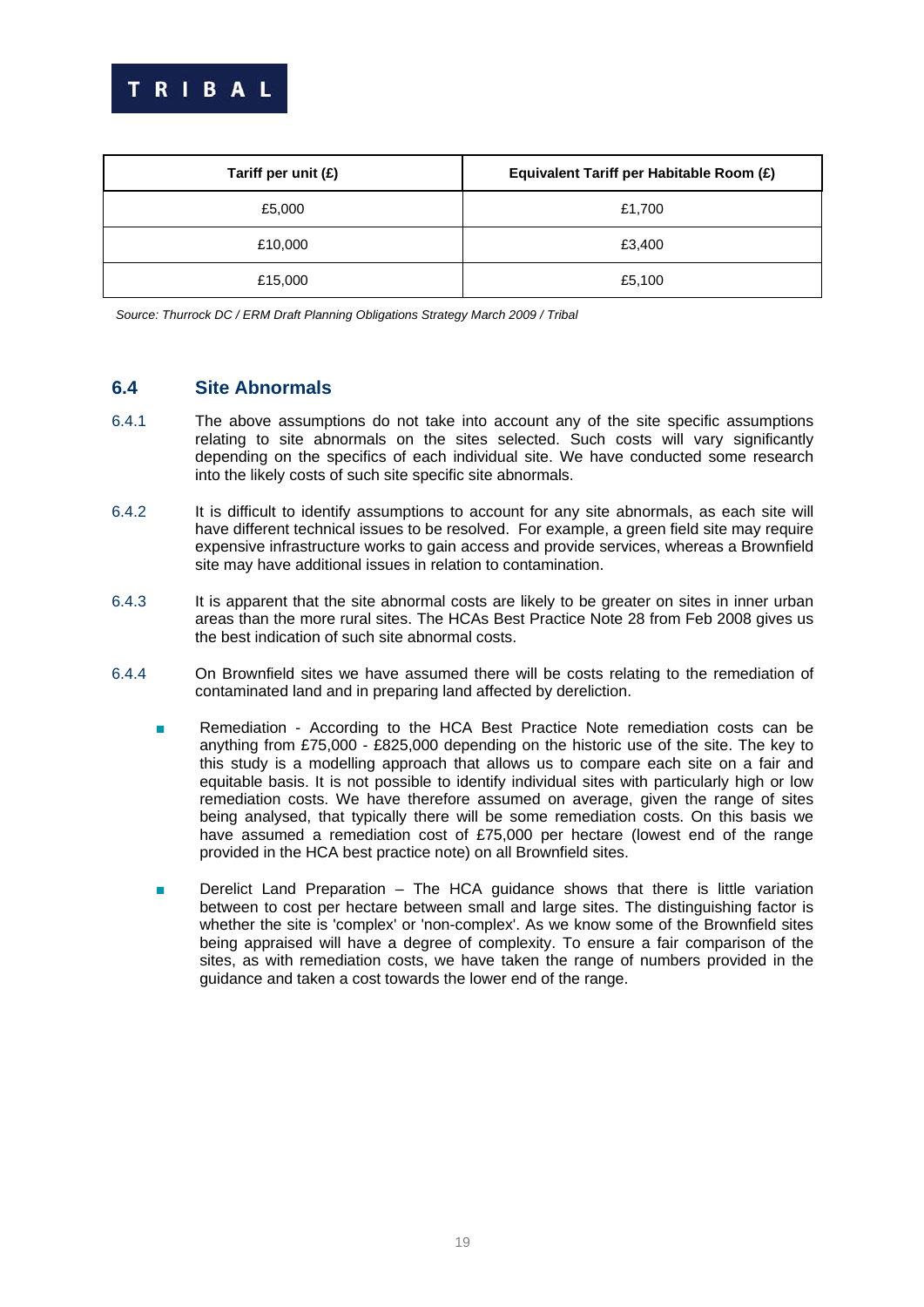| Tariff per unit (£) | Equivalent Tariff per Habitable Room (£) |
|---|---|
| £5,000 | £1,700 |
| £10,000 | £3,400 |
| £15,000 | £5,100 |

*Source: Thurrock DC / ERM Draft Planning Obligations Strategy March 2009 / Tribal*

## 6.4 Site Abnormals

6.4.1 The above assumptions do not take into account any of the site specific assumptions relating to site abnormals on the sites selected. Such costs will vary significantly depending on the specifics of each individual site. We have conducted some research into the likely costs of such site specific site abnormals.

6.4.2 It is difficult to identify assumptions to account for any site abnormals, as each site will have different technical issues to be resolved. For example, a green field site may require expensive infrastructure works to gain access and provide services, whereas a Brownfield site may have additional issues in relation to contamination.

6.4.3 It is apparent that the site abnormal costs are likely to be greater on sites in inner urban areas than the more rural sites. The HCAs Best Practice Note 28 from Feb 2008 gives us the best indication of such site abnormal costs.

6.4.4 On Brownfield sites we have assumed there will be costs relating to the remediation of contaminated land and in preparing land affected by dereliction.

- Remediation - According to the HCA Best Practice Note remediation costs can be anything from £75,000 - £825,000 depending on the historic use of the site. The key to this study is a modelling approach that allows us to compare each site on a fair and equitable basis. It is not possible to identify individual sites with particularly high or low remediation costs. We have therefore assumed on average, given the range of sites being analysed, that typically there will be some remediation costs. On this basis we have assumed a remediation cost of £75,000 per hectare (lowest end of the range provided in the HCA best practice note) on all Brownfield sites.

- Derelict Land Preparation – The HCA guidance shows that there is little variation between to cost per hectare between small and large sites. The distinguishing factor is whether the site is 'complex' or 'non-complex'. As we know some of the Brownfield sites being appraised will have a degree of complexity. To ensure a fair comparison of the sites, as with remediation costs, we have taken the range of numbers provided in the guidance and taken a cost towards the lower end of the range.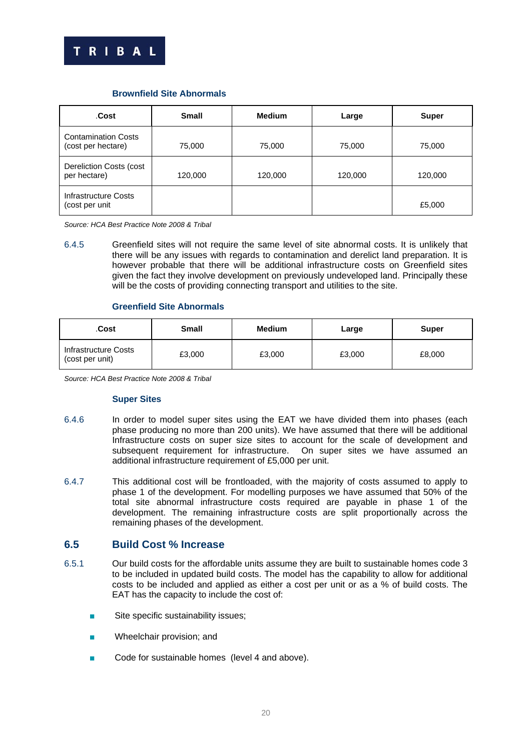**Brownfield Site Abnormals**

| .Cost | Small | Medium | Large | Super |
|---|---|---|---|---|
| Contamination Costs (cost per hectare) | 75,000 | 75,000 | 75,000 | 75,000 |
| Dereliction Costs (cost per hectare) | 120,000 | 120,000 | 120,000 | 120,000 |
| Infrastructure Costs (cost per unit | | | | £5,000 |

*Source: HCA Best Practice Note 2008 & Tribal*

6.4.5 Greenfield sites will not require the same level of site abnormal costs. It is unlikely that there will be any issues with regards to contamination and derelict land preparation. It is however probable that there will be additional infrastructure costs on Greenfield sites given the fact they involve development on previously undeveloped land. Principally these will be the costs of providing connecting transport and utilities to the site.

**Greenfield Site Abnormals**

| .Cost | Small | Medium | Large | Super |
|---|---|---|---|---|
| Infrastructure Costs (cost per unit) | £3,000 | £3,000 | £3,000 | £8,000 |

*Source: HCA Best Practice Note 2008 & Tribal*

**Super Sites**

6.4.6 In order to model super sites using the EAT we have divided them into phases (each phase producing no more than 200 units). We have assumed that there will be additional Infrastructure costs on super size sites to account for the scale of development and subsequent requirement for infrastructure. On super sites we have assumed an additional infrastructure requirement of £5,000 per unit.

6.4.7 This additional cost will be frontloaded, with the majority of costs assumed to apply to phase 1 of the development. For modelling purposes we have assumed that 50% of the total site abnormal infrastructure costs required are payable in phase 1 of the development. The remaining infrastructure costs are split proportionally across the remaining phases of the development.

## 6.5 Build Cost % Increase

6.5.1 Our build costs for the affordable units assume they are built to sustainable homes code 3 to be included in updated build costs. The model has the capability to allow for additional costs to be included and applied as either a cost per unit or as a % of build costs. The EAT has the capacity to include the cost of:

- Site specific sustainability issues;
- Wheelchair provision; and
- Code for sustainable homes (level 4 and above).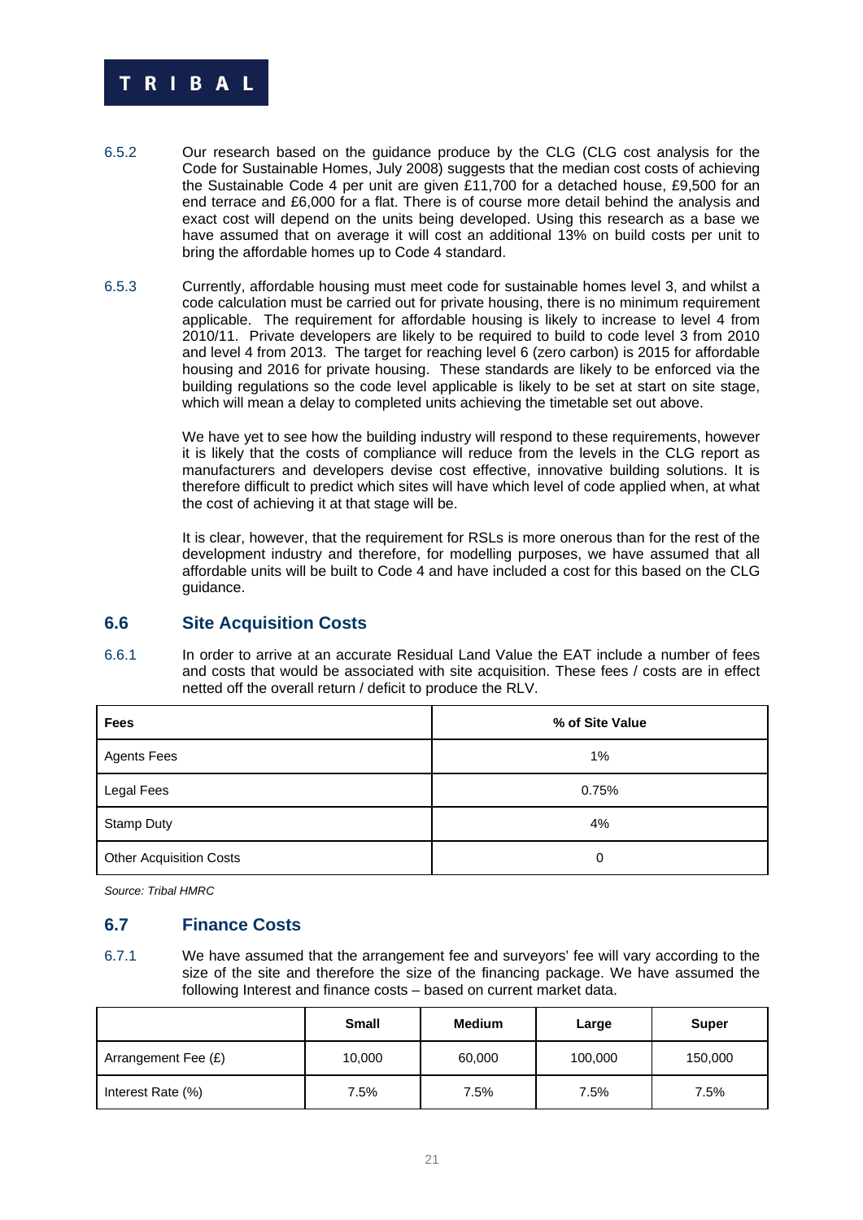6.5.2 Our research based on the guidance produce by the CLG (CLG cost analysis for the Code for Sustainable Homes, July 2008) suggests that the median cost costs of achieving the Sustainable Code 4 per unit are given £11,700 for a detached house, £9,500 for an end terrace and £6,000 for a flat. There is of course more detail behind the analysis and exact cost will depend on the units being developed. Using this research as a base we have assumed that on average it will cost an additional 13% on build costs per unit to bring the affordable homes up to Code 4 standard.

6.5.3 Currently, affordable housing must meet code for sustainable homes level 3, and whilst a code calculation must be carried out for private housing, there is no minimum requirement applicable. The requirement for affordable housing is likely to increase to level 4 from 2010/11. Private developers are likely to be required to build to code level 3 from 2010 and level 4 from 2013. The target for reaching level 6 (zero carbon) is 2015 for affordable housing and 2016 for private housing. These standards are likely to be enforced via the building regulations so the code level applicable is likely to be set at start on site stage, which will mean a delay to completed units achieving the timetable set out above.

We have yet to see how the building industry will respond to these requirements, however it is likely that the costs of compliance will reduce from the levels in the CLG report as manufacturers and developers devise cost effective, innovative building solutions. It is therefore difficult to predict which sites will have which level of code applied when, at what the cost of achieving it at that stage will be.

It is clear, however, that the requirement for RSLs is more onerous than for the rest of the development industry and therefore, for modelling purposes, we have assumed that all affordable units will be built to Code 4 and have included a cost for this based on the CLG guidance.

## 6.6 Site Acquisition Costs

6.6.1 In order to arrive at an accurate Residual Land Value the EAT include a number of fees and costs that would be associated with site acquisition. These fees / costs are in effect netted off the overall return / deficit to produce the RLV.

| Fees | % of Site Value |
|---|---|
| Agents Fees | 1% |
| Legal Fees | 0.75% |
| Stamp Duty | 4% |
| Other Acquisition Costs | 0 |

*Source: Tribal HMRC*

## 6.7 Finance Costs

6.7.1 We have assumed that the arrangement fee and surveyors' fee will vary according to the size of the site and therefore the size of the financing package. We have assumed the following Interest and finance costs – based on current market data.

| | Small | Medium | Large | Super |
|---|---|---|---|---|
| Arrangement Fee (£) | 10,000 | 60,000 | 100,000 | 150,000 |
| Interest Rate (%) | 7.5% | 7.5% | 7.5% | 7.5% |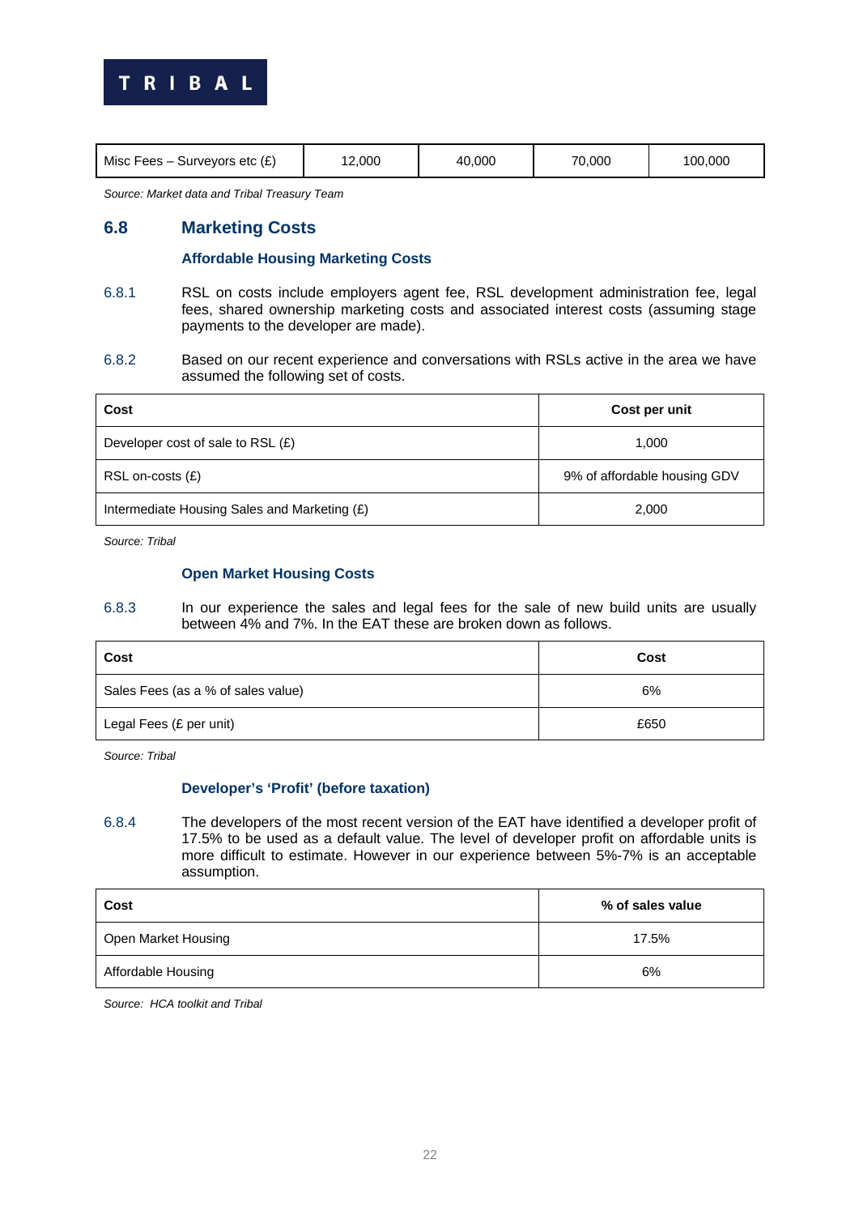| Misc Fees – Surveyors etc (£) | 12,000 | 40,000 | 70,000 | 100,000 |
|---|---|---|---|---|

*Source: Market data and Tribal Treasury Team*

## 6.8 Marketing Costs

### Affordable Housing Marketing Costs

6.8.1 RSL on costs include employers agent fee, RSL development administration fee, legal fees, shared ownership marketing costs and associated interest costs (assuming stage payments to the developer are made).

6.8.2 Based on our recent experience and conversations with RSLs active in the area we have assumed the following set of costs.

| Cost | Cost per unit |
|---|---|
| Developer cost of sale to RSL (£) | 1,000 |
| RSL on-costs (£) | 9% of affordable housing GDV |
| Intermediate Housing Sales and Marketing (£) | 2,000 |

*Source: Tribal*

### Open Market Housing Costs

6.8.3 In our experience the sales and legal fees for the sale of new build units are usually between 4% and 7%. In the EAT these are broken down as follows.

| Cost | Cost |
|---|---|
| Sales Fees (as a % of sales value) | 6% |
| Legal Fees (£ per unit) | £650 |

*Source: Tribal*

### Developer's 'Profit' (before taxation)

6.8.4 The developers of the most recent version of the EAT have identified a developer profit of 17.5% to be used as a default value. The level of developer profit on affordable units is more difficult to estimate. However in our experience between 5%-7% is an acceptable assumption.

| Cost | % of sales value |
|---|---|
| Open Market Housing | 17.5% |
| Affordable Housing | 6% |

*Source: HCA toolkit and Tribal*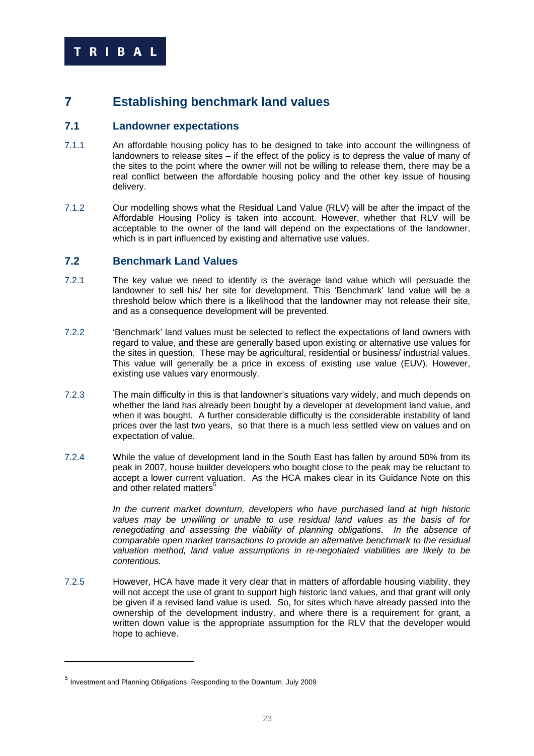# 7 Establishing benchmark land values

## 7.1 Landowner expectations

7.1.1 An affordable housing policy has to be designed to take into account the willingness of landowners to release sites – if the effect of the policy is to depress the value of many of the sites to the point where the owner will not be willing to release them, there may be a real conflict between the affordable housing policy and the other key issue of housing delivery.

7.1.2 Our modelling shows what the Residual Land Value (RLV) will be after the impact of the Affordable Housing Policy is taken into account. However, whether that RLV will be acceptable to the owner of the land will depend on the expectations of the landowner, which is in part influenced by existing and alternative use values.

## 7.2 Benchmark Land Values

7.2.1 The key value we need to identify is the average land value which will persuade the landowner to sell his/ her site for development. This 'Benchmark' land value will be a threshold below which there is a likelihood that the landowner may not release their site, and as a consequence development will be prevented.

7.2.2 'Benchmark' land values must be selected to reflect the expectations of land owners with regard to value, and these are generally based upon existing or alternative use values for the sites in question. These may be agricultural, residential or business/ industrial values. This value will generally be a price in excess of existing use value (EUV). However, existing use values vary enormously.

7.2.3 The main difficulty in this is that landowner's situations vary widely, and much depends on whether the land has already been bought by a developer at development land value, and when it was bought. A further considerable difficulty is the considerable instability of land prices over the last two years, so that there is a much less settled view on values and on expectation of value.

7.2.4 While the value of development land in the South East has fallen by around 50% from its peak in 2007, house builder developers who bought close to the peak may be reluctant to accept a lower current valuation. As the HCA makes clear in its Guidance Note on this and other related matters[5]

*In the current market downturn, developers who have purchased land at high historic values may be unwilling or unable to use residual land values as the basis of for renegotiating and assessing the viability of planning obligations. In the absence of comparable open market transactions to provide an alternative benchmark to the residual valuation method, land value assumptions in re-negotiated viabilities are likely to be contentious.*

7.2.5 However, HCA have made it very clear that in matters of affordable housing viability, they will not accept the use of grant to support high historic land values, and that grant will only be given if a revised land value is used. So, for sites which have already passed into the ownership of the development industry, and where there is a requirement for grant, a written down value is the appropriate assumption for the RLV that the developer would hope to achieve.

---

[5] Investment and Planning Obligations: Responding to the Downturn. July 2009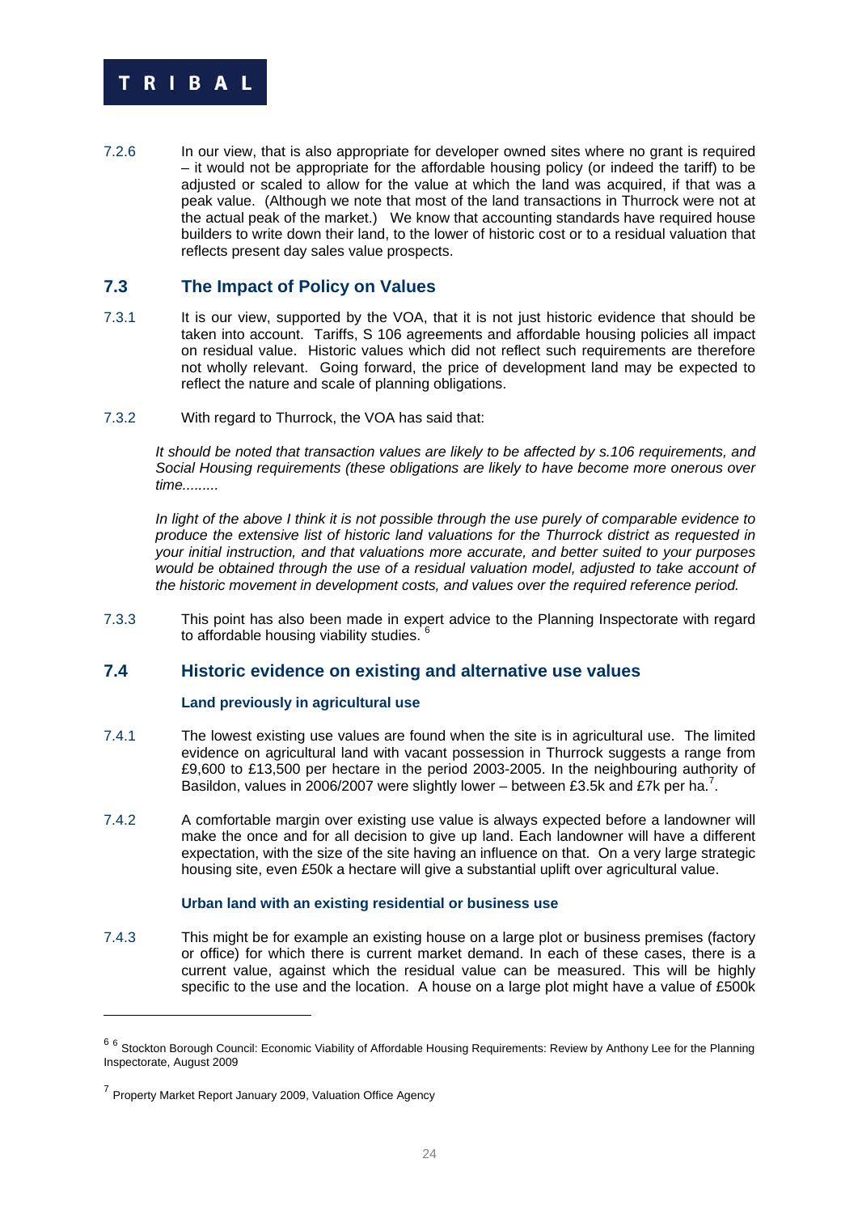7.2.6 In our view, that is also appropriate for developer owned sites where no grant is required – it would not be appropriate for the affordable housing policy (or indeed the tariff) to be adjusted or scaled to allow for the value at which the land was acquired, if that was a peak value. (Although we note that most of the land transactions in Thurrock were not at the actual peak of the market.) We know that accounting standards have required house builders to write down their land, to the lower of historic cost or to a residual valuation that reflects present day sales value prospects.

## 7.3 The Impact of Policy on Values

7.3.1 It is our view, supported by the VOA, that it is not just historic evidence that should be taken into account. Tariffs, S 106 agreements and affordable housing policies all impact on residual value. Historic values which did not reflect such requirements are therefore not wholly relevant. Going forward, the price of development land may be expected to reflect the nature and scale of planning obligations.

7.3.2 With regard to Thurrock, the VOA has said that:

*It should be noted that transaction values are likely to be affected by s.106 requirements, and Social Housing requirements (these obligations are likely to have become more onerous over time.........*

*In light of the above I think it is not possible through the use purely of comparable evidence to produce the extensive list of historic land valuations for the Thurrock district as requested in your initial instruction, and that valuations more accurate, and better suited to your purposes would be obtained through the use of a residual valuation model, adjusted to take account of the historic movement in development costs, and values over the required reference period.*

7.3.3 This point has also been made in expert advice to the Planning Inspectorate with regard to affordable housing viability studies. [6]

## 7.4 Historic evidence on existing and alternative use values

### Land previously in agricultural use

7.4.1 The lowest existing use values are found when the site is in agricultural use. The limited evidence on agricultural land with vacant possession in Thurrock suggests a range from £9,600 to £13,500 per hectare in the period 2003-2005. In the neighbouring authority of Basildon, values in 2006/2007 were slightly lower – between £3.5k and £7k per ha.[7].

7.4.2 A comfortable margin over existing use value is always expected before a landowner will make the once and for all decision to give up land. Each landowner will have a different expectation, with the size of the site having an influence on that. On a very large strategic housing site, even £50k a hectare will give a substantial uplift over agricultural value.

### Urban land with an existing residential or business use

7.4.3 This might be for example an existing house on a large plot or business premises (factory or office) for which there is current market demand. In each of these cases, there is a current value, against which the residual value can be measured. This will be highly specific to the use and the location. A house on a large plot might have a value of £500k

---

[6] [6] Stockton Borough Council: Economic Viability of Affordable Housing Requirements: Review by Anthony Lee for the Planning Inspectorate, August 2009

[7] Property Market Report January 2009, Valuation Office Agency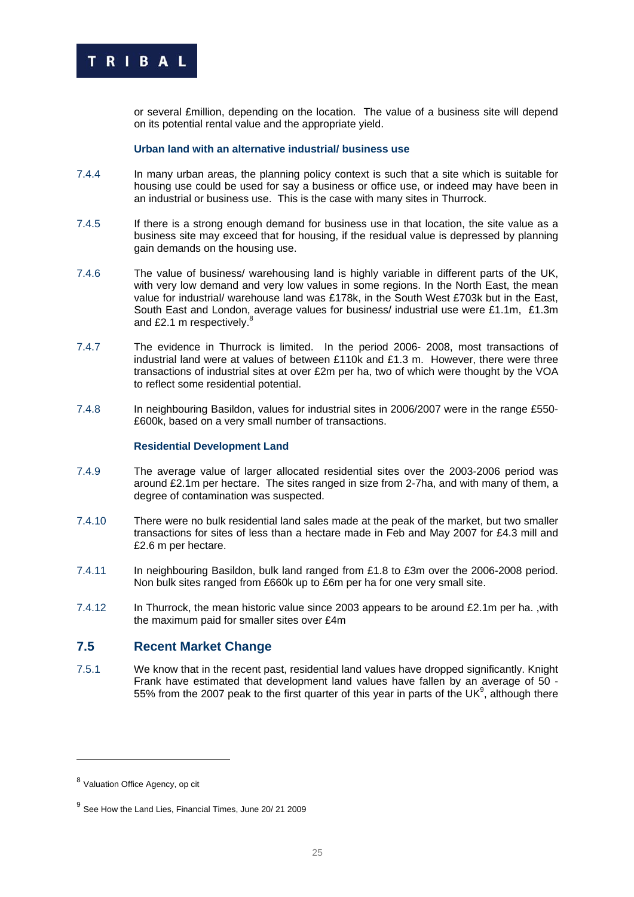or several £million, depending on the location. The value of a business site will depend on its potential rental value and the appropriate yield.

**Urban land with an alternative industrial/ business use**

7.4.4 In many urban areas, the planning policy context is such that a site which is suitable for housing use could be used for say a business or office use, or indeed may have been in an industrial or business use. This is the case with many sites in Thurrock.

7.4.5 If there is a strong enough demand for business use in that location, the site value as a business site may exceed that for housing, if the residual value is depressed by planning gain demands on the housing use.

7.4.6 The value of business/ warehousing land is highly variable in different parts of the UK, with very low demand and very low values in some regions. In the North East, the mean value for industrial/ warehouse land was £178k, in the South West £703k but in the East, South East and London, average values for business/ industrial use were £1.1m, £1.3m and £2.1 m respectively.[8]

7.4.7 The evidence in Thurrock is limited. In the period 2006- 2008, most transactions of industrial land were at values of between £110k and £1.3 m. However, there were three transactions of industrial sites at over £2m per ha, two of which were thought by the VOA to reflect some residential potential.

7.4.8 In neighbouring Basildon, values for industrial sites in 2006/2007 were in the range £550-£600k, based on a very small number of transactions.

**Residential Development Land**

7.4.9 The average value of larger allocated residential sites over the 2003-2006 period was around £2.1m per hectare. The sites ranged in size from 2-7ha, and with many of them, a degree of contamination was suspected.

7.4.10 There were no bulk residential land sales made at the peak of the market, but two smaller transactions for sites of less than a hectare made in Feb and May 2007 for £4.3 mill and £2.6 m per hectare.

7.4.11 In neighbouring Basildon, bulk land ranged from £1.8 to £3m over the 2006-2008 period. Non bulk sites ranged from £660k up to £6m per ha for one very small site.

7.4.12 In Thurrock, the mean historic value since 2003 appears to be around £2.1m per ha. ,with the maximum paid for smaller sites over £4m

## 7.5 Recent Market Change

7.5.1 We know that in the recent past, residential land values have dropped significantly. Knight Frank have estimated that development land values have fallen by an average of 50 - 55% from the 2007 peak to the first quarter of this year in parts of the UK[9], although there

---

[8] Valuation Office Agency, op cit

[9] See How the Land Lies, Financial Times, June 20/ 21 2009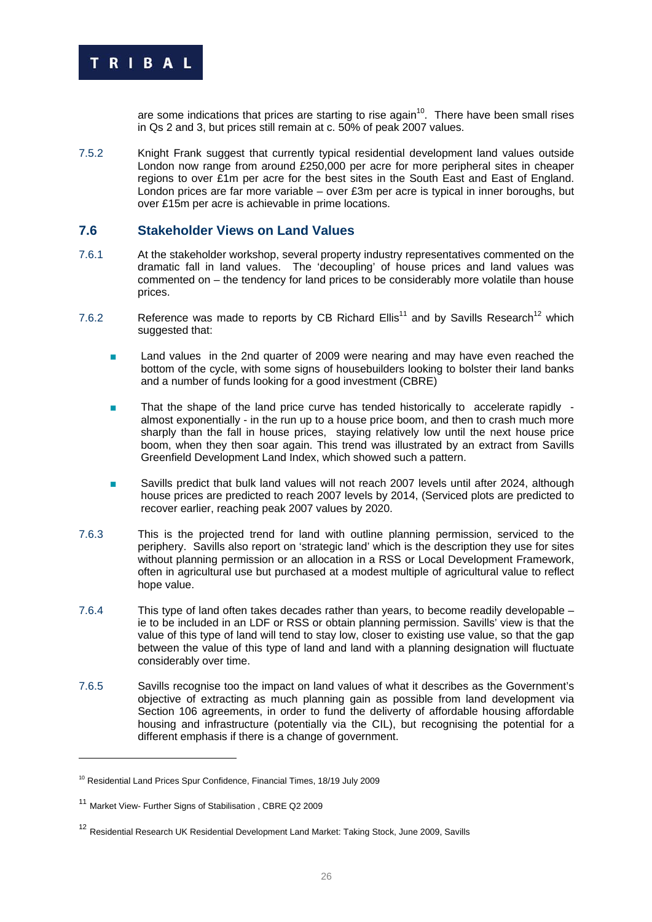are some indications that prices are starting to rise again[10]. There have been small rises in Qs 2 and 3, but prices still remain at c. 50% of peak 2007 values.

7.5.2 Knight Frank suggest that currently typical residential development land values outside London now range from around £250,000 per acre for more peripheral sites in cheaper regions to over £1m per acre for the best sites in the South East and East of England. London prices are far more variable – over £3m per acre is typical in inner boroughs, but over £15m per acre is achievable in prime locations.

## 7.6 Stakeholder Views on Land Values

7.6.1 At the stakeholder workshop, several property industry representatives commented on the dramatic fall in land values. The 'decoupling' of house prices and land values was commented on – the tendency for land prices to be considerably more volatile than house prices.

7.6.2 Reference was made to reports by CB Richard Ellis[11] and by Savills Research[12] which suggested that:

- Land values in the 2nd quarter of 2009 were nearing and may have even reached the bottom of the cycle, with some signs of housebuilders looking to bolster their land banks and a number of funds looking for a good investment (CBRE)
- That the shape of the land price curve has tended historically to accelerate rapidly - almost exponentially - in the run up to a house price boom, and then to crash much more sharply than the fall in house prices, staying relatively low until the next house price boom, when they then soar again. This trend was illustrated by an extract from Savills Greenfield Development Land Index, which showed such a pattern.
- Savills predict that bulk land values will not reach 2007 levels until after 2024, although house prices are predicted to reach 2007 levels by 2014, (Serviced plots are predicted to recover earlier, reaching peak 2007 values by 2020.

7.6.3 This is the projected trend for land with outline planning permission, serviced to the periphery. Savills also report on 'strategic land' which is the description they use for sites without planning permission or an allocation in a RSS or Local Development Framework, often in agricultural use but purchased at a modest multiple of agricultural value to reflect hope value.

7.6.4 This type of land often takes decades rather than years, to become readily developable – ie to be included in an LDF or RSS or obtain planning permission. Savills' view is that the value of this type of land will tend to stay low, closer to existing use value, so that the gap between the value of this type of land and land with a planning designation will fluctuate considerably over time.

7.6.5 Savills recognise too the impact on land values of what it describes as the Government's objective of extracting as much planning gain as possible from land development via Section 106 agreements, in order to fund the delivery of affordable housing affordable housing and infrastructure (potentially via the CIL), but recognising the potential for a different emphasis if there is a change of government.

---

[10] Residential Land Prices Spur Confidence, Financial Times, 18/19 July 2009

[11] Market View- Further Signs of Stabilisation , CBRE Q2 2009

[12] Residential Research UK Residential Development Land Market: Taking Stock, June 2009, Savills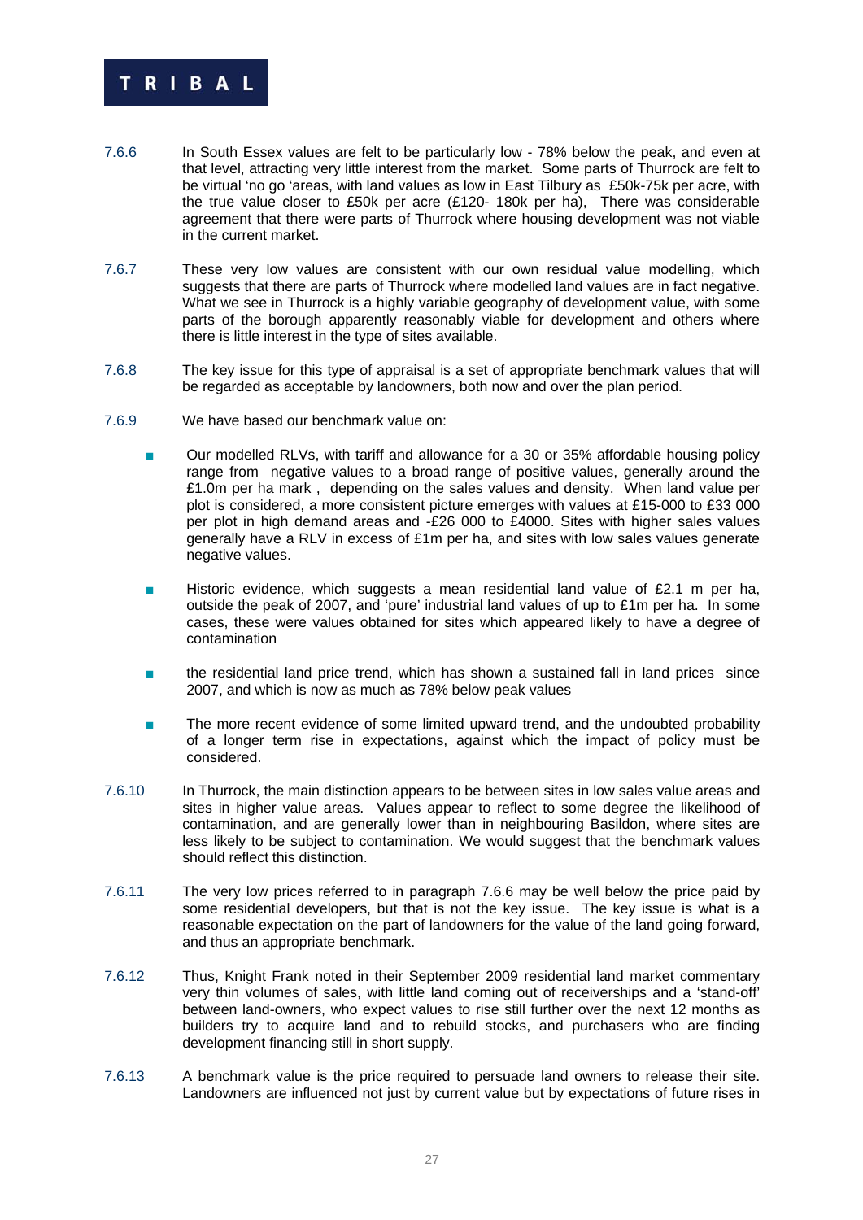7.6.6 In South Essex values are felt to be particularly low - 78% below the peak, and even at that level, attracting very little interest from the market. Some parts of Thurrock are felt to be virtual 'no go 'areas, with land values as low in East Tilbury as £50k-75k per acre, with the true value closer to £50k per acre (£120- 180k per ha), There was considerable agreement that there were parts of Thurrock where housing development was not viable in the current market.

7.6.7 These very low values are consistent with our own residual value modelling, which suggests that there are parts of Thurrock where modelled land values are in fact negative. What we see in Thurrock is a highly variable geography of development value, with some parts of the borough apparently reasonably viable for development and others where there is little interest in the type of sites available.

7.6.8 The key issue for this type of appraisal is a set of appropriate benchmark values that will be regarded as acceptable by landowners, both now and over the plan period.

7.6.9 We have based our benchmark value on:

- Our modelled RLVs, with tariff and allowance for a 30 or 35% affordable housing policy range from negative values to a broad range of positive values, generally around the £1.0m per ha mark , depending on the sales values and density. When land value per plot is considered, a more consistent picture emerges with values at £15-000 to £33 000 per plot in high demand areas and -£26 000 to £4000. Sites with higher sales values generally have a RLV in excess of £1m per ha, and sites with low sales values generate negative values.
- Historic evidence, which suggests a mean residential land value of £2.1 m per ha, outside the peak of 2007, and 'pure' industrial land values of up to £1m per ha. In some cases, these were values obtained for sites which appeared likely to have a degree of contamination
- the residential land price trend, which has shown a sustained fall in land prices since 2007, and which is now as much as 78% below peak values
- The more recent evidence of some limited upward trend, and the undoubted probability of a longer term rise in expectations, against which the impact of policy must be considered.

7.6.10 In Thurrock, the main distinction appears to be between sites in low sales value areas and sites in higher value areas. Values appear to reflect to some degree the likelihood of contamination, and are generally lower than in neighbouring Basildon, where sites are less likely to be subject to contamination. We would suggest that the benchmark values should reflect this distinction.

7.6.11 The very low prices referred to in paragraph 7.6.6 may be well below the price paid by some residential developers, but that is not the key issue. The key issue is what is a reasonable expectation on the part of landowners for the value of the land going forward, and thus an appropriate benchmark.

7.6.12 Thus, Knight Frank noted in their September 2009 residential land market commentary very thin volumes of sales, with little land coming out of receiverships and a 'stand-off' between land-owners, who expect values to rise still further over the next 12 months as builders try to acquire land and to rebuild stocks, and purchasers who are finding development financing still in short supply.

7.6.13 A benchmark value is the price required to persuade land owners to release their site. Landowners are influenced not just by current value but by expectations of future rises in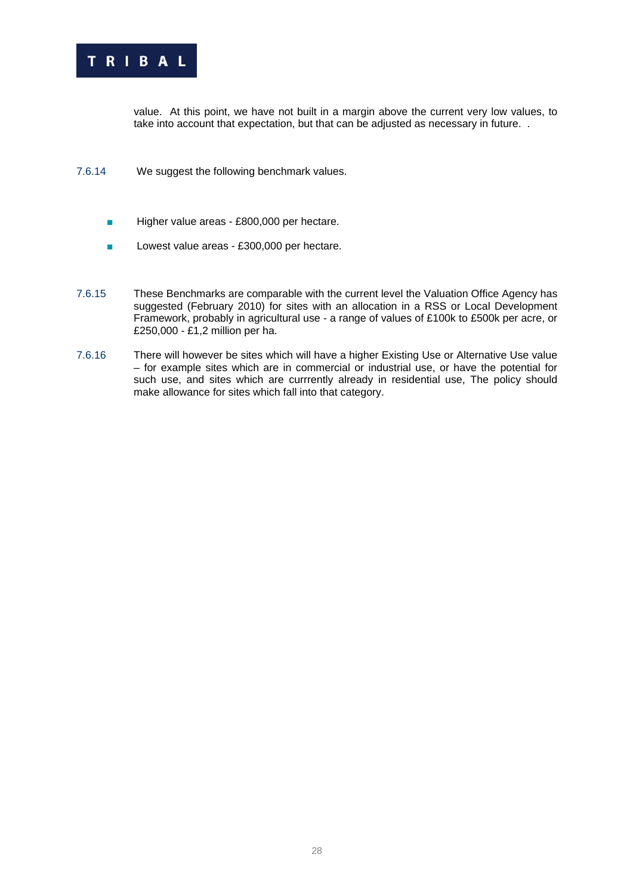value. At this point, we have not built in a margin above the current very low values, to take into account that expectation, but that can be adjusted as necessary in future. .

7.6.14 We suggest the following benchmark values.

- Higher value areas - £800,000 per hectare.
- Lowest value areas - £300,000 per hectare.

7.6.15 These Benchmarks are comparable with the current level the Valuation Office Agency has suggested (February 2010) for sites with an allocation in a RSS or Local Development Framework, probably in agricultural use - a range of values of £100k to £500k per acre, or £250,000 - £1,2 million per ha.

7.6.16 There will however be sites which will have a higher Existing Use or Alternative Use value – for example sites which are in commercial or industrial use, or have the potential for such use, and sites which are currrently already in residential use, The policy should make allowance for sites which fall into that category.